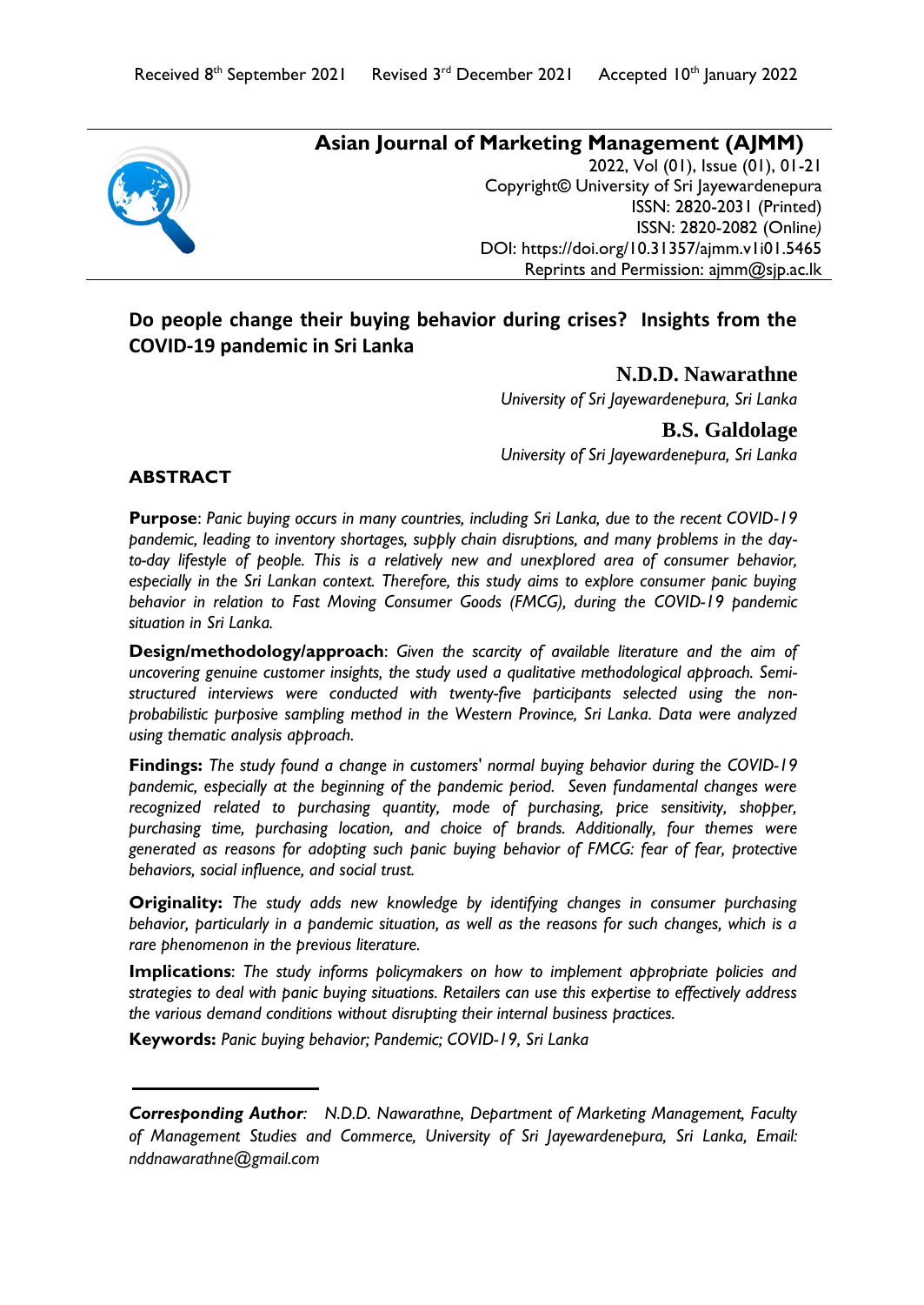Received 8th September 2021 Revised 3rd December 2021 Accepted 10th January 2022

**Asian Journal of Marketing Management (AJMM)**
2022, Vol (01), Issue (01), 01-21
Copyright© University of Sri Jayewardenepura
ISSN: 2820-2031 (Printed)
ISSN: 2820-2082 (Online)
DOI: https://doi.org/10.31357/ajmm.v1i01.5465
Reprints and Permission: ajmm@sjp.ac.lk

# Do people change their buying behavior during crises? Insights from the COVID-19 pandemic in Sri Lanka

**N.D.D. Nawarathne**
*University of Sri Jayewardenepura, Sri Lanka*

**B.S. Galdolage**
*University of Sri Jayewardenepura, Sri Lanka*

## ABSTRACT

**Purpose**: *Panic buying occurs in many countries, including Sri Lanka, due to the recent COVID-19 pandemic, leading to inventory shortages, supply chain disruptions, and many problems in the day-to-day lifestyle of people. This is a relatively new and unexplored area of consumer behavior, especially in the Sri Lankan context. Therefore, this study aims to explore consumer panic buying behavior in relation to Fast Moving Consumer Goods (FMCG), during the COVID-19 pandemic situation in Sri Lanka.*

**Design/methodology/approach**: *Given the scarcity of available literature and the aim of uncovering genuine customer insights, the study used a qualitative methodological approach. Semi-structured interviews were conducted with twenty-five participants selected using the non-probabilistic purposive sampling method in the Western Province, Sri Lanka. Data were analyzed using thematic analysis approach.*

**Findings:** *The study found a change in customers' normal buying behavior during the COVID-19 pandemic, especially at the beginning of the pandemic period. Seven fundamental changes were recognized related to purchasing quantity, mode of purchasing, price sensitivity, shopper, purchasing time, purchasing location, and choice of brands. Additionally, four themes were generated as reasons for adopting such panic buying behavior of FMCG: fear of fear, protective behaviors, social influence, and social trust.*

**Originality:** *The study adds new knowledge by identifying changes in consumer purchasing behavior, particularly in a pandemic situation, as well as the reasons for such changes, which is a rare phenomenon in the previous literature.*

**Implications**: *The study informs policymakers on how to implement appropriate policies and strategies to deal with panic buying situations. Retailers can use this expertise to effectively address the various demand conditions without disrupting their internal business practices.*

**Keywords:** *Panic buying behavior; Pandemic; COVID-19, Sri Lanka*

---

***Corresponding Author****:* *N.D.D. Nawarathne, Department of Marketing Management, Faculty of Management Studies and Commerce, University of Sri Jayewardenepura, Sri Lanka, Email: nddnawarathne@gmail.com*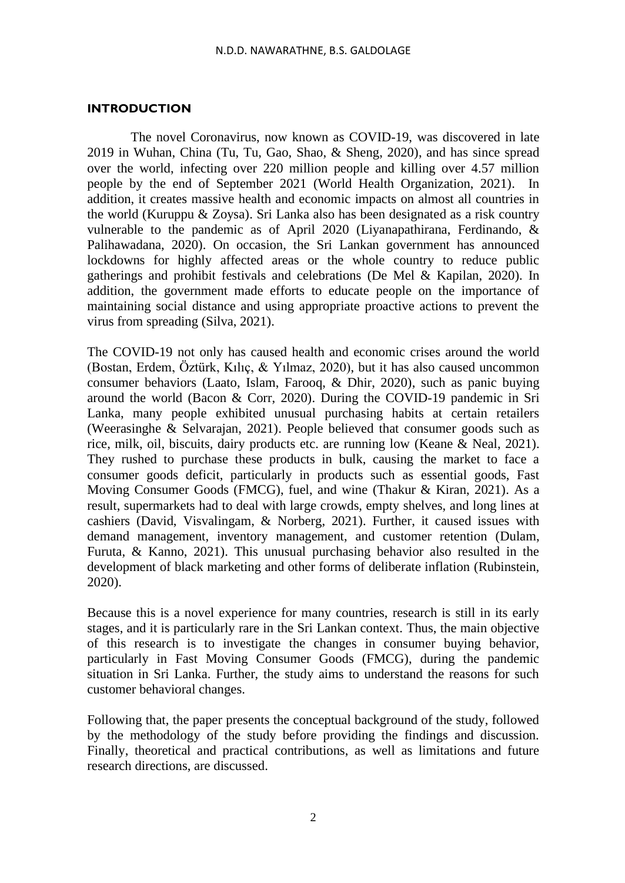## INTRODUCTION

The novel Coronavirus, now known as COVID-19, was discovered in late 2019 in Wuhan, China (Tu, Tu, Gao, Shao, & Sheng, 2020), and has since spread over the world, infecting over 220 million people and killing over 4.57 million people by the end of September 2021 (World Health Organization, 2021). In addition, it creates massive health and economic impacts on almost all countries in the world (Kuruppu & Zoysa). Sri Lanka also has been designated as a risk country vulnerable to the pandemic as of April 2020 (Liyanapathirana, Ferdinando, & Palihawadana, 2020). On occasion, the Sri Lankan government has announced lockdowns for highly affected areas or the whole country to reduce public gatherings and prohibit festivals and celebrations (De Mel & Kapilan, 2020). In addition, the government made efforts to educate people on the importance of maintaining social distance and using appropriate proactive actions to prevent the virus from spreading (Silva, 2021).

The COVID-19 not only has caused health and economic crises around the world (Bostan, Erdem, Öztürk, Kılıç, & Yılmaz, 2020), but it has also caused uncommon consumer behaviors (Laato, Islam, Farooq, & Dhir, 2020), such as panic buying around the world (Bacon & Corr, 2020). During the COVID-19 pandemic in Sri Lanka, many people exhibited unusual purchasing habits at certain retailers (Weerasinghe & Selvarajan, 2021). People believed that consumer goods such as rice, milk, oil, biscuits, dairy products etc. are running low (Keane & Neal, 2021). They rushed to purchase these products in bulk, causing the market to face a consumer goods deficit, particularly in products such as essential goods, Fast Moving Consumer Goods (FMCG), fuel, and wine (Thakur & Kiran, 2021). As a result, supermarkets had to deal with large crowds, empty shelves, and long lines at cashiers (David, Visvalingam, & Norberg, 2021). Further, it caused issues with demand management, inventory management, and customer retention (Dulam, Furuta, & Kanno, 2021). This unusual purchasing behavior also resulted in the development of black marketing and other forms of deliberate inflation (Rubinstein, 2020).

Because this is a novel experience for many countries, research is still in its early stages, and it is particularly rare in the Sri Lankan context. Thus, the main objective of this research is to investigate the changes in consumer buying behavior, particularly in Fast Moving Consumer Goods (FMCG), during the pandemic situation in Sri Lanka. Further, the study aims to understand the reasons for such customer behavioral changes.

Following that, the paper presents the conceptual background of the study, followed by the methodology of the study before providing the findings and discussion. Finally, theoretical and practical contributions, as well as limitations and future research directions, are discussed.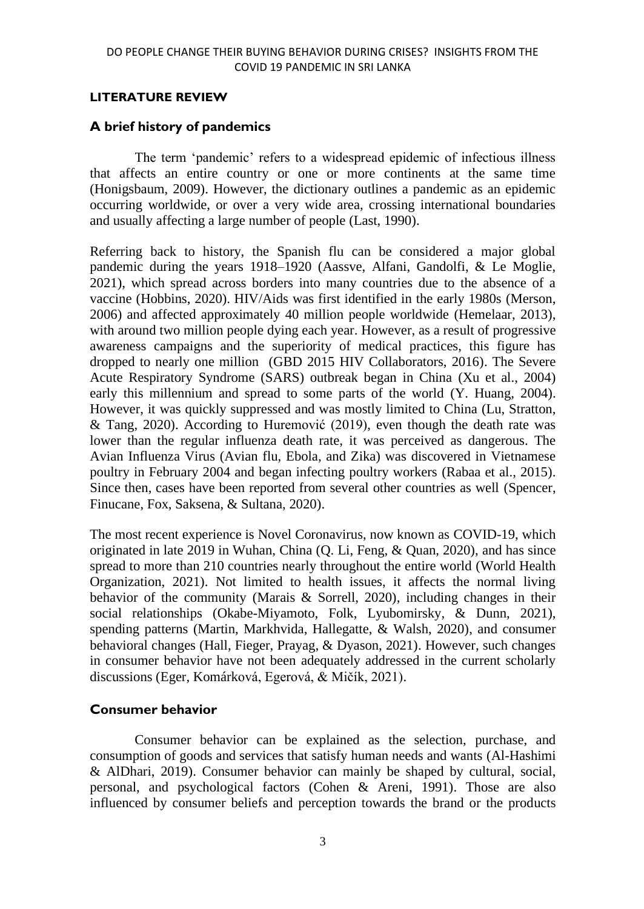## LITERATURE REVIEW

### A brief history of pandemics

The term 'pandemic' refers to a widespread epidemic of infectious illness that affects an entire country or one or more continents at the same time (Honigsbaum, 2009). However, the dictionary outlines a pandemic as an epidemic occurring worldwide, or over a very wide area, crossing international boundaries and usually affecting a large number of people (Last, 1990).

Referring back to history, the Spanish flu can be considered a major global pandemic during the years 1918–1920 (Aassve, Alfani, Gandolfi, & Le Moglie, 2021), which spread across borders into many countries due to the absence of a vaccine (Hobbins, 2020). HIV/Aids was first identified in the early 1980s (Merson, 2006) and affected approximately 40 million people worldwide (Hemelaar, 2013), with around two million people dying each year. However, as a result of progressive awareness campaigns and the superiority of medical practices, this figure has dropped to nearly one million (GBD 2015 HIV Collaborators, 2016). The Severe Acute Respiratory Syndrome (SARS) outbreak began in China (Xu et al., 2004) early this millennium and spread to some parts of the world (Y. Huang, 2004). However, it was quickly suppressed and was mostly limited to China (Lu, Stratton, & Tang, 2020). According to Huremović (2019), even though the death rate was lower than the regular influenza death rate, it was perceived as dangerous. The Avian Influenza Virus (Avian flu, Ebola, and Zika) was discovered in Vietnamese poultry in February 2004 and began infecting poultry workers (Rabaa et al., 2015). Since then, cases have been reported from several other countries as well (Spencer, Finucane, Fox, Saksena, & Sultana, 2020).

The most recent experience is Novel Coronavirus, now known as COVID-19, which originated in late 2019 in Wuhan, China (Q. Li, Feng, & Quan, 2020), and has since spread to more than 210 countries nearly throughout the entire world (World Health Organization, 2021). Not limited to health issues, it affects the normal living behavior of the community (Marais & Sorrell, 2020), including changes in their social relationships (Okabe-Miyamoto, Folk, Lyubomirsky, & Dunn, 2021), spending patterns (Martin, Markhvida, Hallegatte, & Walsh, 2020), and consumer behavioral changes (Hall, Fieger, Prayag, & Dyason, 2021). However, such changes in consumer behavior have not been adequately addressed in the current scholarly discussions (Eger, Komárková, Egerová, & Mičík, 2021).

### Consumer behavior

Consumer behavior can be explained as the selection, purchase, and consumption of goods and services that satisfy human needs and wants (Al-Hashimi & AlDhari, 2019). Consumer behavior can mainly be shaped by cultural, social, personal, and psychological factors (Cohen & Areni, 1991). Those are also influenced by consumer beliefs and perception towards the brand or the products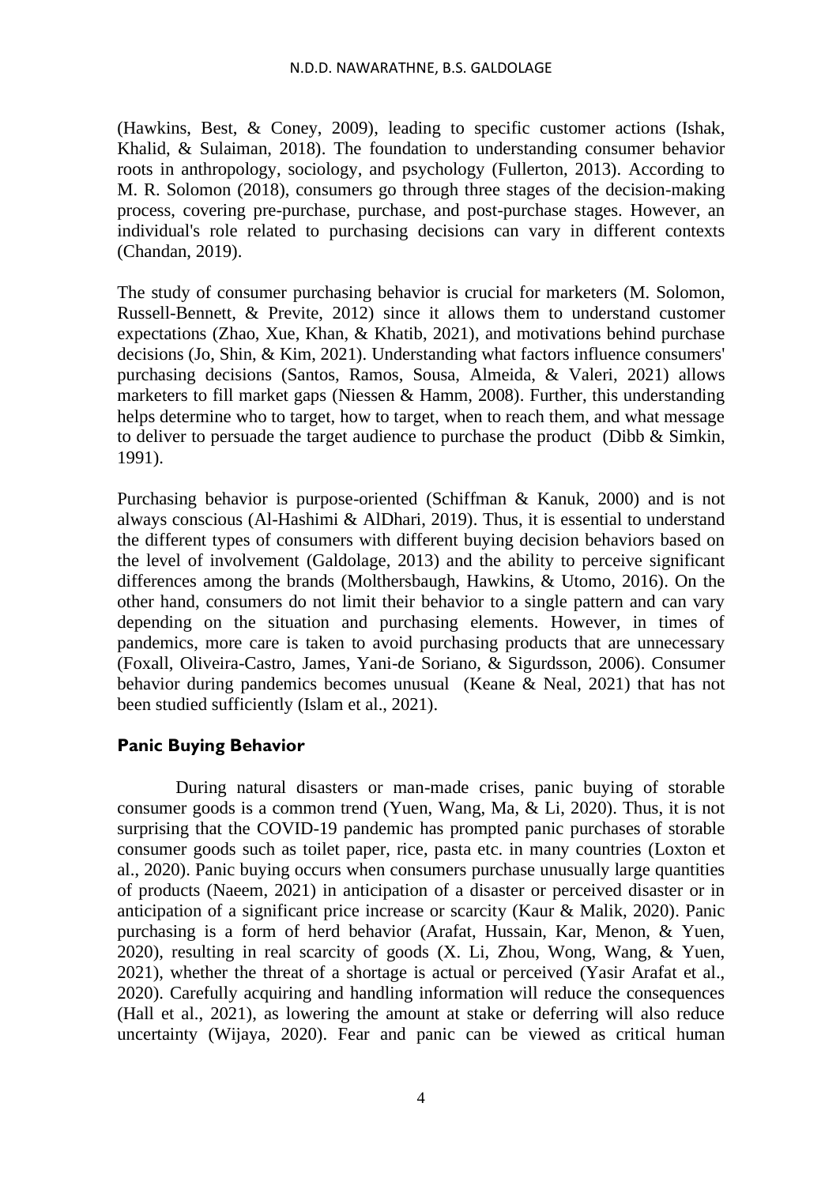(Hawkins, Best, & Coney, 2009), leading to specific customer actions (Ishak, Khalid, & Sulaiman, 2018). The foundation to understanding consumer behavior roots in anthropology, sociology, and psychology (Fullerton, 2013). According to M. R. Solomon (2018), consumers go through three stages of the decision-making process, covering pre-purchase, purchase, and post-purchase stages. However, an individual's role related to purchasing decisions can vary in different contexts (Chandan, 2019).

The study of consumer purchasing behavior is crucial for marketers (M. Solomon, Russell-Bennett, & Previte, 2012) since it allows them to understand customer expectations (Zhao, Xue, Khan, & Khatib, 2021), and motivations behind purchase decisions (Jo, Shin, & Kim, 2021). Understanding what factors influence consumers' purchasing decisions (Santos, Ramos, Sousa, Almeida, & Valeri, 2021) allows marketers to fill market gaps (Niessen & Hamm, 2008). Further, this understanding helps determine who to target, how to target, when to reach them, and what message to deliver to persuade the target audience to purchase the product (Dibb & Simkin, 1991).

Purchasing behavior is purpose-oriented (Schiffman & Kanuk, 2000) and is not always conscious (Al-Hashimi & AlDhari, 2019). Thus, it is essential to understand the different types of consumers with different buying decision behaviors based on the level of involvement (Galdolage, 2013) and the ability to perceive significant differences among the brands (Molthersbaugh, Hawkins, & Utomo, 2016). On the other hand, consumers do not limit their behavior to a single pattern and can vary depending on the situation and purchasing elements. However, in times of pandemics, more care is taken to avoid purchasing products that are unnecessary (Foxall, Oliveira-Castro, James, Yani-de Soriano, & Sigurdsson, 2006). Consumer behavior during pandemics becomes unusual (Keane & Neal, 2021) that has not been studied sufficiently (Islam et al., 2021).

## Panic Buying Behavior

During natural disasters or man-made crises, panic buying of storable consumer goods is a common trend (Yuen, Wang, Ma, & Li, 2020). Thus, it is not surprising that the COVID-19 pandemic has prompted panic purchases of storable consumer goods such as toilet paper, rice, pasta etc. in many countries (Loxton et al., 2020). Panic buying occurs when consumers purchase unusually large quantities of products (Naeem, 2021) in anticipation of a disaster or perceived disaster or in anticipation of a significant price increase or scarcity (Kaur & Malik, 2020). Panic purchasing is a form of herd behavior (Arafat, Hussain, Kar, Menon, & Yuen, 2020), resulting in real scarcity of goods (X. Li, Zhou, Wong, Wang, & Yuen, 2021), whether the threat of a shortage is actual or perceived (Yasir Arafat et al., 2020). Carefully acquiring and handling information will reduce the consequences (Hall et al., 2021), as lowering the amount at stake or deferring will also reduce uncertainty (Wijaya, 2020). Fear and panic can be viewed as critical human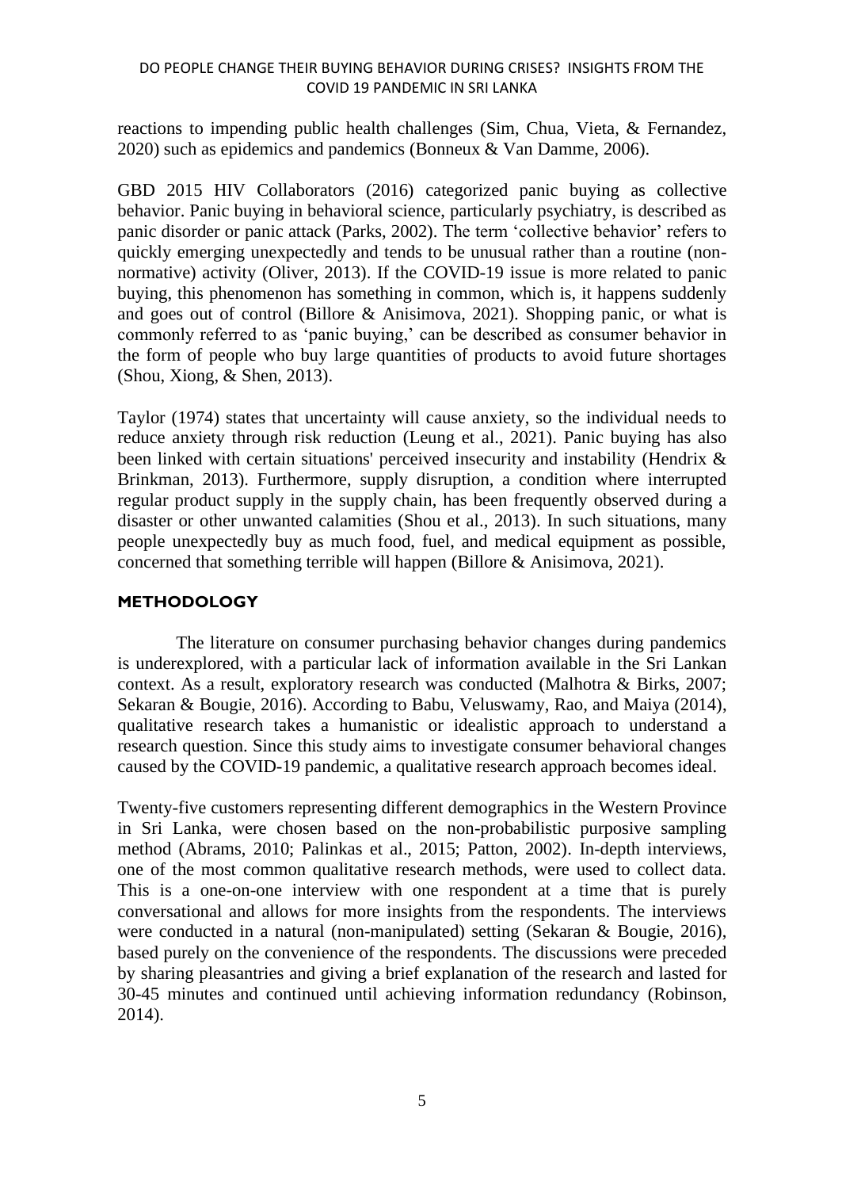reactions to impending public health challenges (Sim, Chua, Vieta, & Fernandez, 2020) such as epidemics and pandemics (Bonneux & Van Damme, 2006).

GBD 2015 HIV Collaborators (2016) categorized panic buying as collective behavior. Panic buying in behavioral science, particularly psychiatry, is described as panic disorder or panic attack (Parks, 2002). The term 'collective behavior' refers to quickly emerging unexpectedly and tends to be unusual rather than a routine (non-normative) activity (Oliver, 2013). If the COVID-19 issue is more related to panic buying, this phenomenon has something in common, which is, it happens suddenly and goes out of control (Billore & Anisimova, 2021). Shopping panic, or what is commonly referred to as 'panic buying,' can be described as consumer behavior in the form of people who buy large quantities of products to avoid future shortages (Shou, Xiong, & Shen, 2013).

Taylor (1974) states that uncertainty will cause anxiety, so the individual needs to reduce anxiety through risk reduction (Leung et al., 2021). Panic buying has also been linked with certain situations' perceived insecurity and instability (Hendrix & Brinkman, 2013). Furthermore, supply disruption, a condition where interrupted regular product supply in the supply chain, has been frequently observed during a disaster or other unwanted calamities (Shou et al., 2013). In such situations, many people unexpectedly buy as much food, fuel, and medical equipment as possible, concerned that something terrible will happen (Billore & Anisimova, 2021).

## METHODOLOGY

The literature on consumer purchasing behavior changes during pandemics is underexplored, with a particular lack of information available in the Sri Lankan context. As a result, exploratory research was conducted (Malhotra & Birks, 2007; Sekaran & Bougie, 2016). According to Babu, Veluswamy, Rao, and Maiya (2014), qualitative research takes a humanistic or idealistic approach to understand a research question. Since this study aims to investigate consumer behavioral changes caused by the COVID-19 pandemic, a qualitative research approach becomes ideal.

Twenty-five customers representing different demographics in the Western Province in Sri Lanka, were chosen based on the non-probabilistic purposive sampling method (Abrams, 2010; Palinkas et al., 2015; Patton, 2002). In-depth interviews, one of the most common qualitative research methods, were used to collect data. This is a one-on-one interview with one respondent at a time that is purely conversational and allows for more insights from the respondents. The interviews were conducted in a natural (non-manipulated) setting (Sekaran & Bougie, 2016), based purely on the convenience of the respondents. The discussions were preceded by sharing pleasantries and giving a brief explanation of the research and lasted for 30-45 minutes and continued until achieving information redundancy (Robinson, 2014).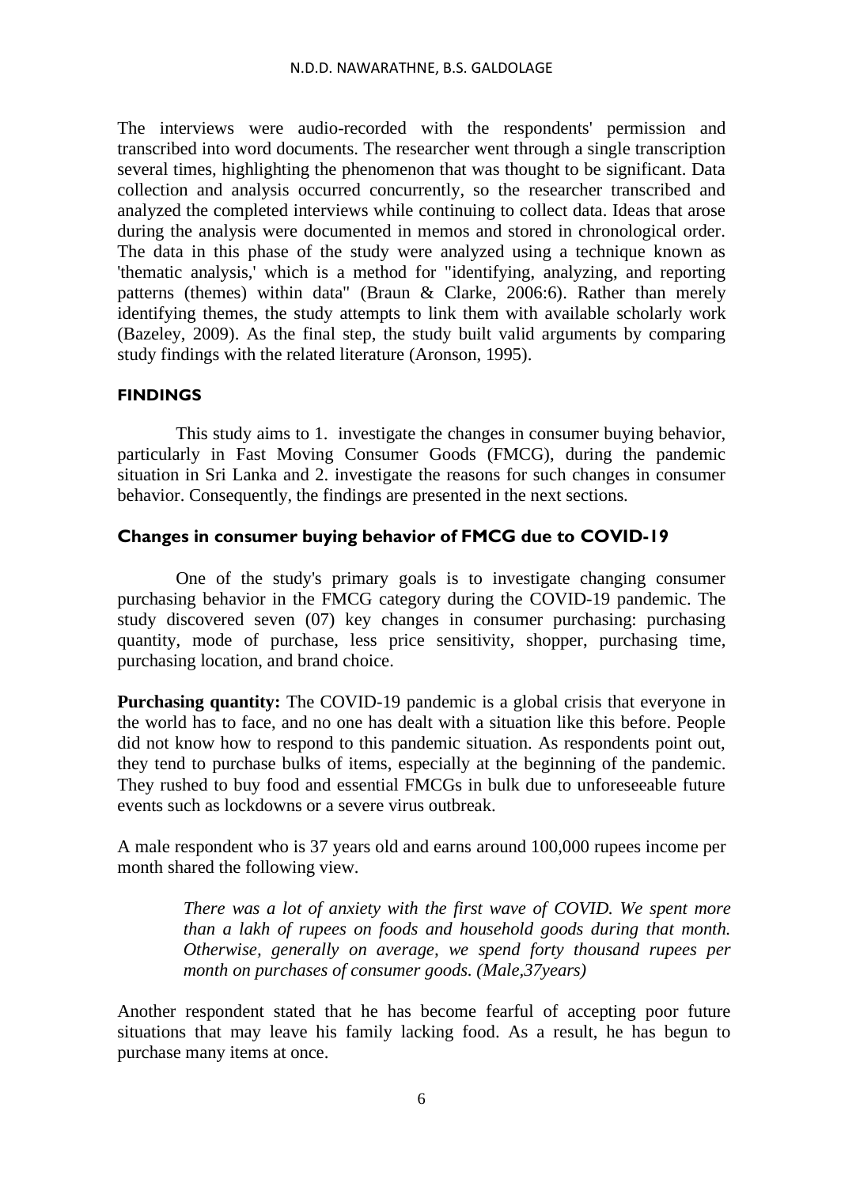The interviews were audio-recorded with the respondents' permission and transcribed into word documents. The researcher went through a single transcription several times, highlighting the phenomenon that was thought to be significant. Data collection and analysis occurred concurrently, so the researcher transcribed and analyzed the completed interviews while continuing to collect data. Ideas that arose during the analysis were documented in memos and stored in chronological order. The data in this phase of the study were analyzed using a technique known as 'thematic analysis,' which is a method for "identifying, analyzing, and reporting patterns (themes) within data" (Braun & Clarke, 2006:6). Rather than merely identifying themes, the study attempts to link them with available scholarly work (Bazeley, 2009). As the final step, the study built valid arguments by comparing study findings with the related literature (Aronson, 1995).

## FINDINGS

This study aims to 1. investigate the changes in consumer buying behavior, particularly in Fast Moving Consumer Goods (FMCG), during the pandemic situation in Sri Lanka and 2. investigate the reasons for such changes in consumer behavior. Consequently, the findings are presented in the next sections.

### Changes in consumer buying behavior of FMCG due to COVID-19

One of the study's primary goals is to investigate changing consumer purchasing behavior in the FMCG category during the COVID-19 pandemic. The study discovered seven (07) key changes in consumer purchasing: purchasing quantity, mode of purchase, less price sensitivity, shopper, purchasing time, purchasing location, and brand choice.

**Purchasing quantity:** The COVID-19 pandemic is a global crisis that everyone in the world has to face, and no one has dealt with a situation like this before. People did not know how to respond to this pandemic situation. As respondents point out, they tend to purchase bulks of items, especially at the beginning of the pandemic. They rushed to buy food and essential FMCGs in bulk due to unforeseeable future events such as lockdowns or a severe virus outbreak.

A male respondent who is 37 years old and earns around 100,000 rupees income per month shared the following view.

> *There was a lot of anxiety with the first wave of COVID. We spent more than a lakh of rupees on foods and household goods during that month. Otherwise, generally on average, we spend forty thousand rupees per month on purchases of consumer goods. (Male,37years)*

Another respondent stated that he has become fearful of accepting poor future situations that may leave his family lacking food. As a result, he has begun to purchase many items at once.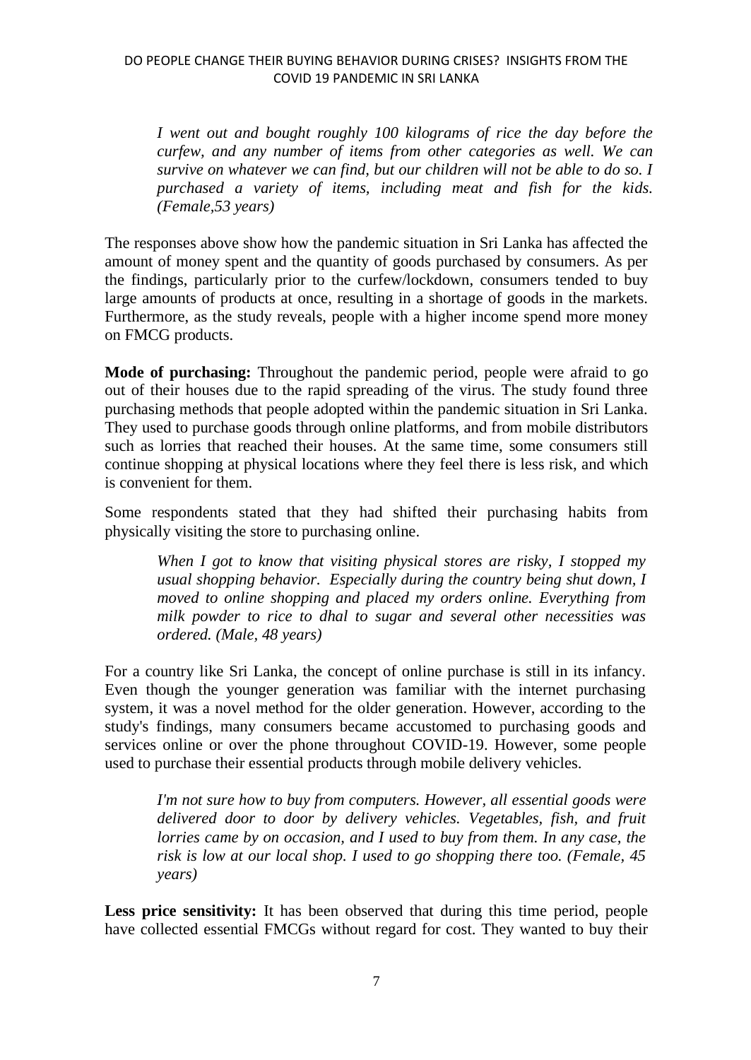> *I went out and bought roughly 100 kilograms of rice the day before the curfew, and any number of items from other categories as well. We can survive on whatever we can find, but our children will not be able to do so. I purchased a variety of items, including meat and fish for the kids. (Female,53 years)*

The responses above show how the pandemic situation in Sri Lanka has affected the amount of money spent and the quantity of goods purchased by consumers. As per the findings, particularly prior to the curfew/lockdown, consumers tended to buy large amounts of products at once, resulting in a shortage of goods in the markets. Furthermore, as the study reveals, people with a higher income spend more money on FMCG products.

**Mode of purchasing:** Throughout the pandemic period, people were afraid to go out of their houses due to the rapid spreading of the virus. The study found three purchasing methods that people adopted within the pandemic situation in Sri Lanka. They used to purchase goods through online platforms, and from mobile distributors such as lorries that reached their houses. At the same time, some consumers still continue shopping at physical locations where they feel there is less risk, and which is convenient for them.

Some respondents stated that they had shifted their purchasing habits from physically visiting the store to purchasing online.

> *When I got to know that visiting physical stores are risky, I stopped my usual shopping behavior. Especially during the country being shut down, I moved to online shopping and placed my orders online. Everything from milk powder to rice to dhal to sugar and several other necessities was ordered. (Male, 48 years)*

For a country like Sri Lanka, the concept of online purchase is still in its infancy. Even though the younger generation was familiar with the internet purchasing system, it was a novel method for the older generation. However, according to the study's findings, many consumers became accustomed to purchasing goods and services online or over the phone throughout COVID-19. However, some people used to purchase their essential products through mobile delivery vehicles.

> *I'm not sure how to buy from computers. However, all essential goods were delivered door to door by delivery vehicles. Vegetables, fish, and fruit lorries came by on occasion, and I used to buy from them. In any case, the risk is low at our local shop. I used to go shopping there too. (Female, 45 years)*

**Less price sensitivity:** It has been observed that during this time period, people have collected essential FMCGs without regard for cost. They wanted to buy their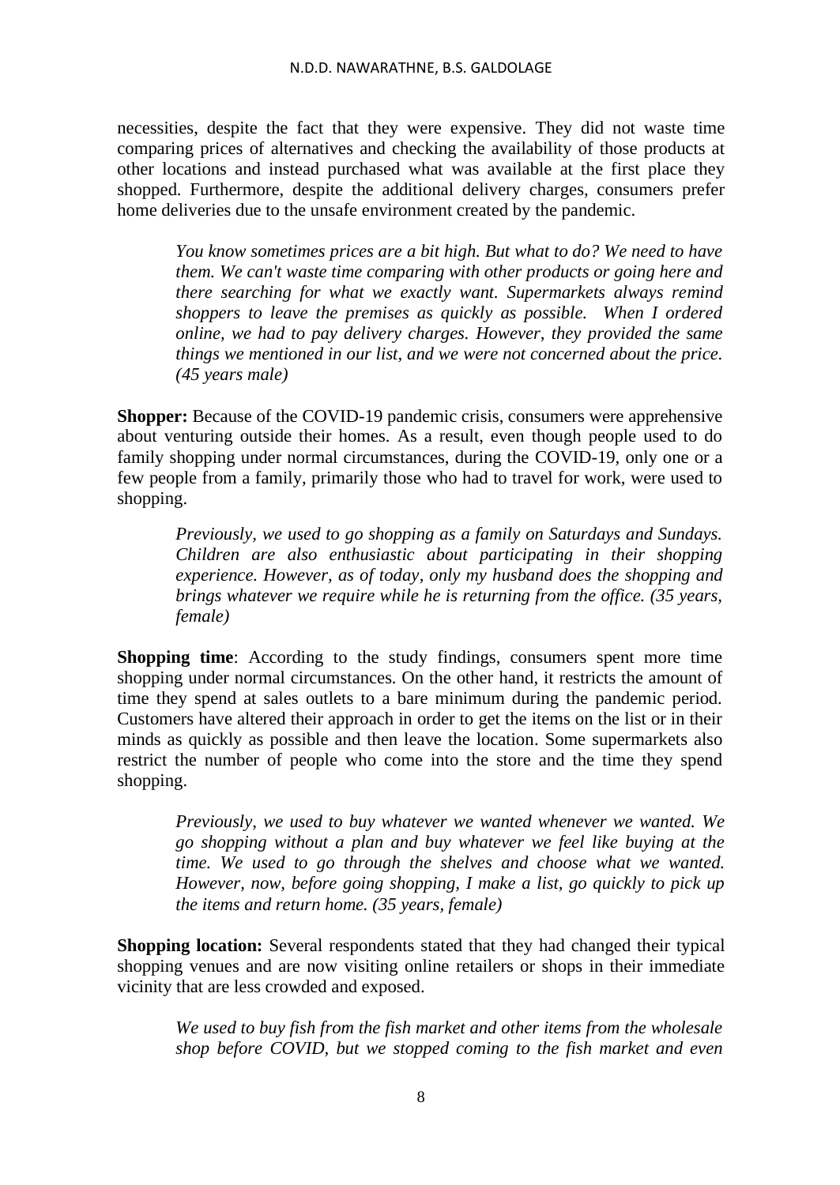necessities, despite the fact that they were expensive. They did not waste time comparing prices of alternatives and checking the availability of those products at other locations and instead purchased what was available at the first place they shopped. Furthermore, despite the additional delivery charges, consumers prefer home deliveries due to the unsafe environment created by the pandemic.

> *You know sometimes prices are a bit high. But what to do? We need to have them. We can't waste time comparing with other products or going here and there searching for what we exactly want. Supermarkets always remind shoppers to leave the premises as quickly as possible. When I ordered online, we had to pay delivery charges. However, they provided the same things we mentioned in our list, and we were not concerned about the price. (45 years male)*

**Shopper:** Because of the COVID-19 pandemic crisis, consumers were apprehensive about venturing outside their homes. As a result, even though people used to do family shopping under normal circumstances, during the COVID-19, only one or a few people from a family, primarily those who had to travel for work, were used to shopping.

> *Previously, we used to go shopping as a family on Saturdays and Sundays. Children are also enthusiastic about participating in their shopping experience. However, as of today, only my husband does the shopping and brings whatever we require while he is returning from the office. (35 years, female)*

**Shopping time**: According to the study findings, consumers spent more time shopping under normal circumstances. On the other hand, it restricts the amount of time they spend at sales outlets to a bare minimum during the pandemic period. Customers have altered their approach in order to get the items on the list or in their minds as quickly as possible and then leave the location. Some supermarkets also restrict the number of people who come into the store and the time they spend shopping.

> *Previously, we used to buy whatever we wanted whenever we wanted. We go shopping without a plan and buy whatever we feel like buying at the time. We used to go through the shelves and choose what we wanted. However, now, before going shopping, I make a list, go quickly to pick up the items and return home. (35 years, female)*

**Shopping location:** Several respondents stated that they had changed their typical shopping venues and are now visiting online retailers or shops in their immediate vicinity that are less crowded and exposed.

> *We used to buy fish from the fish market and other items from the wholesale shop before COVID, but we stopped coming to the fish market and even*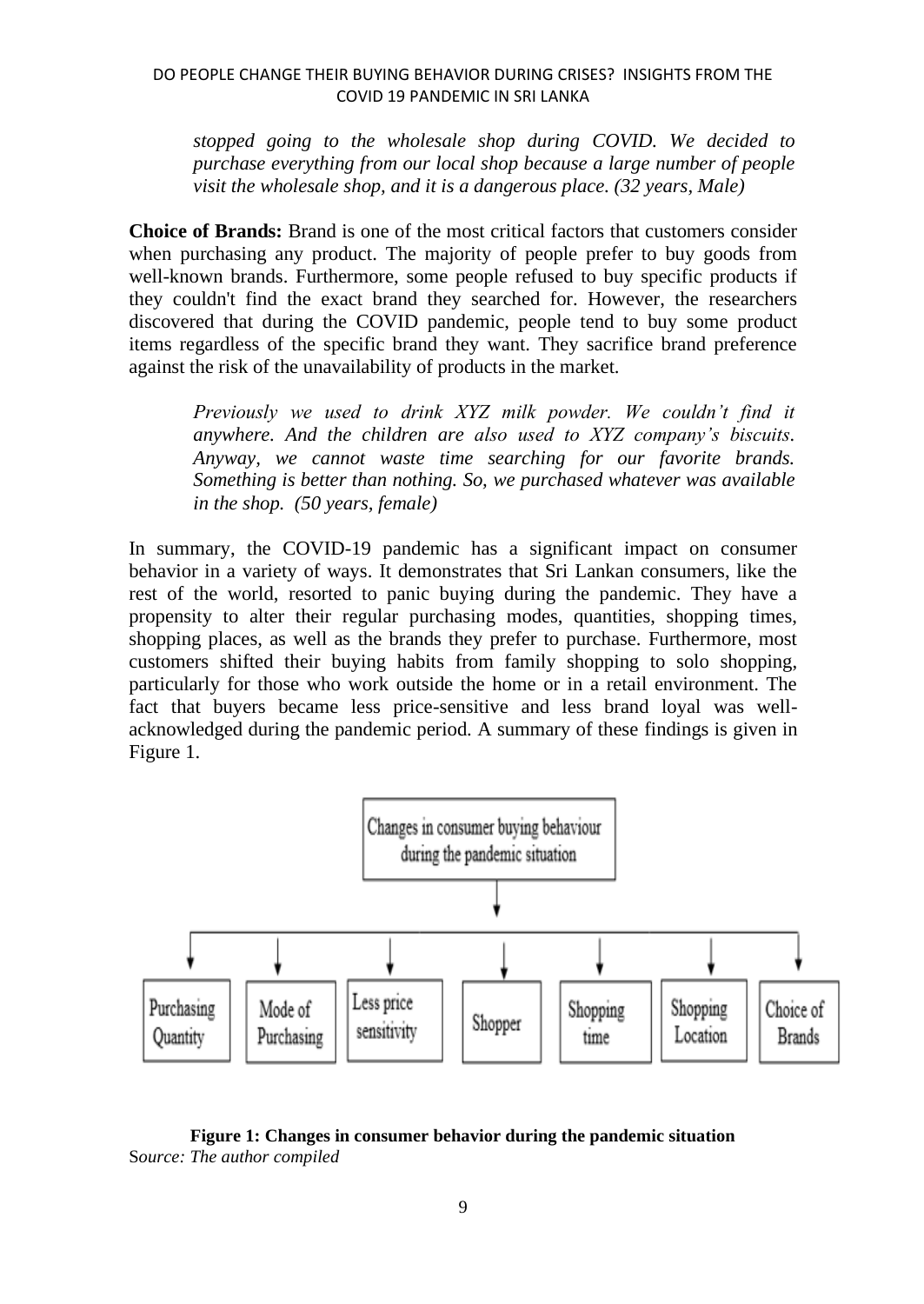> *stopped going to the wholesale shop during COVID. We decided to purchase everything from our local shop because a large number of people visit the wholesale shop, and it is a dangerous place. (32 years, Male)*

**Choice of Brands:** Brand is one of the most critical factors that customers consider when purchasing any product. The majority of people prefer to buy goods from well-known brands. Furthermore, some people refused to buy specific products if they couldn't find the exact brand they searched for. However, the researchers discovered that during the COVID pandemic, people tend to buy some product items regardless of the specific brand they want. They sacrifice brand preference against the risk of the unavailability of products in the market.

> *Previously we used to drink XYZ milk powder. We couldn't find it anywhere. And the children are also used to XYZ company's biscuits. Anyway, we cannot waste time searching for our favorite brands. Something is better than nothing. So, we purchased whatever was available in the shop. (50 years, female)*

In summary, the COVID-19 pandemic has a significant impact on consumer behavior in a variety of ways. It demonstrates that Sri Lankan consumers, like the rest of the world, resorted to panic buying during the pandemic. They have a propensity to alter their regular purchasing modes, quantities, shopping times, shopping places, as well as the brands they prefer to purchase. Furthermore, most customers shifted their buying habits from family shopping to solo shopping, particularly for those who work outside the home or in a retail environment. The fact that buyers became less price-sensitive and less brand loyal was well-acknowledged during the pandemic period. A summary of these findings is given in Figure 1.

Changes in consumer buying behaviour during the pandemic situation

Purchasing Quantity | Mode of Purchasing | Less price sensitivity | Shopper | Shopping time | Shopping Location | Choice of Brands

**Figure 1: Changes in consumer behavior during the pandemic situation**

S*ource: The author compiled*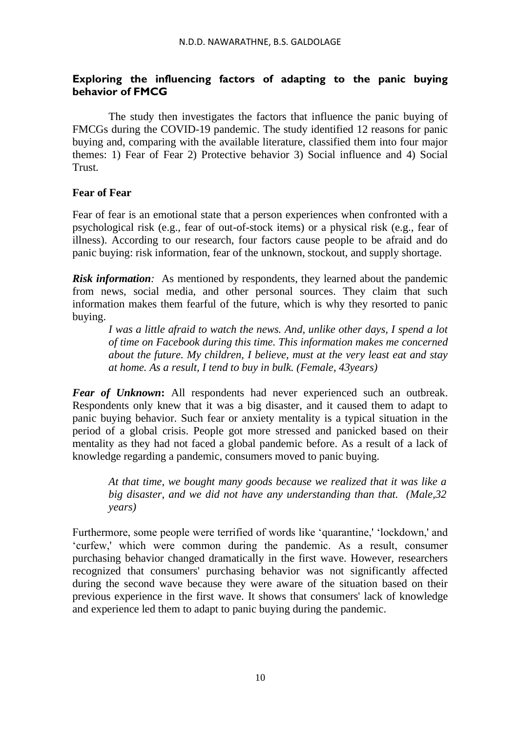## Exploring the influencing factors of adapting to the panic buying behavior of FMCG

The study then investigates the factors that influence the panic buying of FMCGs during the COVID-19 pandemic. The study identified 12 reasons for panic buying and, comparing with the available literature, classified them into four major themes: 1) Fear of Fear 2) Protective behavior 3) Social influence and 4) Social Trust.

### Fear of Fear

Fear of fear is an emotional state that a person experiences when confronted with a psychological risk (e.g., fear of out-of-stock items) or a physical risk (e.g., fear of illness). According to our research, four factors cause people to be afraid and do panic buying: risk information, fear of the unknown, stockout, and supply shortage.

***Risk information**:* As mentioned by respondents, they learned about the pandemic from news, social media, and other personal sources. They claim that such information makes them fearful of the future, which is why they resorted to panic buying.

> *I was a little afraid to watch the news. And, unlike other days, I spend a lot of time on Facebook during this time. This information makes me concerned about the future. My children, I believe, must at the very least eat and stay at home. As a result, I tend to buy in bulk. (Female, 43years)*

***Fear of Unknown*:** All respondents had never experienced such an outbreak. Respondents only knew that it was a big disaster, and it caused them to adapt to panic buying behavior. Such fear or anxiety mentality is a typical situation in the period of a global crisis. People got more stressed and panicked based on their mentality as they had not faced a global pandemic before. As a result of a lack of knowledge regarding a pandemic, consumers moved to panic buying.

> *At that time, we bought many goods because we realized that it was like a big disaster, and we did not have any understanding than that. (Male,32 years)*

Furthermore, some people were terrified of words like 'quarantine,' 'lockdown,' and 'curfew,' which were common during the pandemic. As a result, consumer purchasing behavior changed dramatically in the first wave. However, researchers recognized that consumers' purchasing behavior was not significantly affected during the second wave because they were aware of the situation based on their previous experience in the first wave. It shows that consumers' lack of knowledge and experience led them to adapt to panic buying during the pandemic.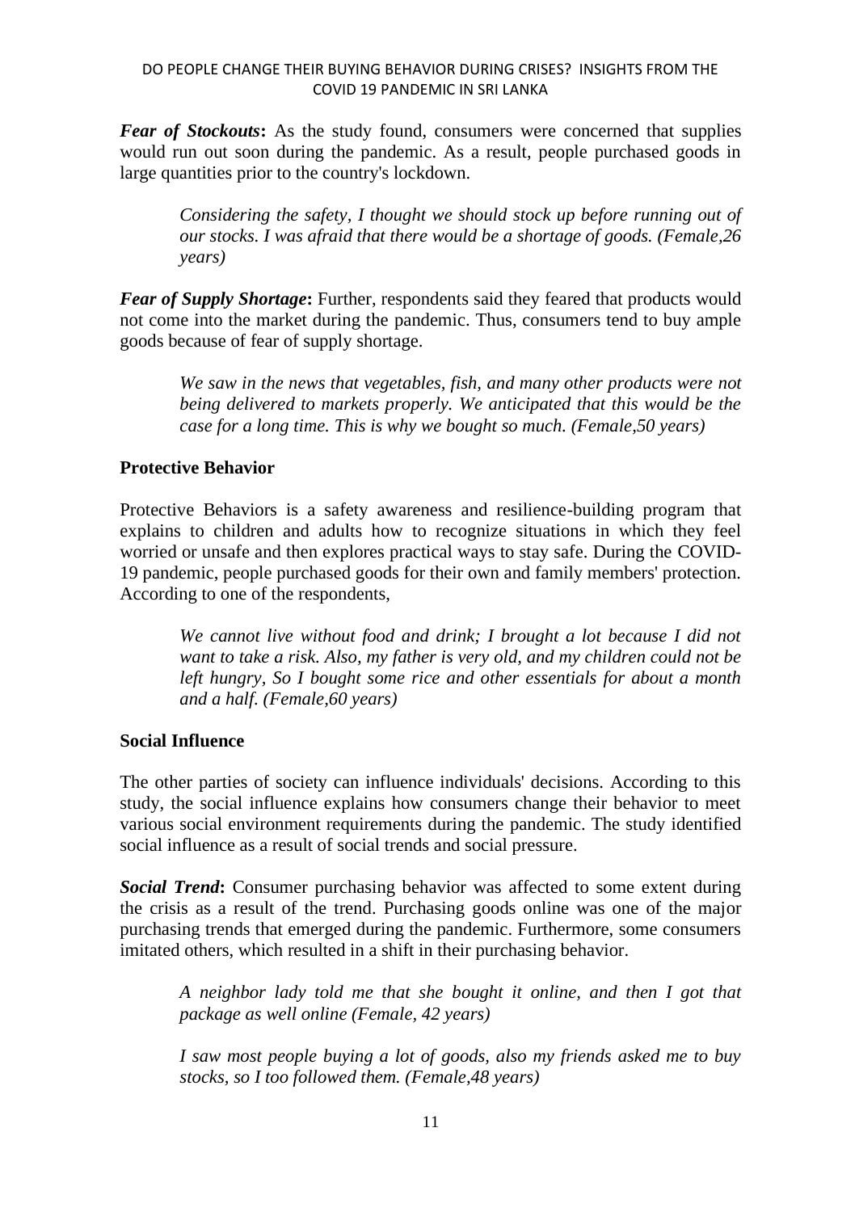***Fear of Stockouts*:** As the study found, consumers were concerned that supplies would run out soon during the pandemic. As a result, people purchased goods in large quantities prior to the country's lockdown.

> *Considering the safety, I thought we should stock up before running out of our stocks. I was afraid that there would be a shortage of goods. (Female,26 years)*

***Fear of Supply Shortage*:** Further, respondents said they feared that products would not come into the market during the pandemic. Thus, consumers tend to buy ample goods because of fear of supply shortage.

> *We saw in the news that vegetables, fish, and many other products were not being delivered to markets properly. We anticipated that this would be the case for a long time. This is why we bought so much. (Female,50 years)*

**Protective Behavior**

Protective Behaviors is a safety awareness and resilience-building program that explains to children and adults how to recognize situations in which they feel worried or unsafe and then explores practical ways to stay safe. During the COVID-19 pandemic, people purchased goods for their own and family members' protection. According to one of the respondents,

> *We cannot live without food and drink; I brought a lot because I did not want to take a risk. Also, my father is very old, and my children could not be left hungry, So I bought some rice and other essentials for about a month and a half. (Female,60 years)*

**Social Influence**

The other parties of society can influence individuals' decisions. According to this study, the social influence explains how consumers change their behavior to meet various social environment requirements during the pandemic. The study identified social influence as a result of social trends and social pressure.

***Social Trend*:** Consumer purchasing behavior was affected to some extent during the crisis as a result of the trend. Purchasing goods online was one of the major purchasing trends that emerged during the pandemic. Furthermore, some consumers imitated others, which resulted in a shift in their purchasing behavior.

> *A neighbor lady told me that she bought it online, and then I got that package as well online (Female, 42 years)*

> *I saw most people buying a lot of goods, also my friends asked me to buy stocks, so I too followed them. (Female,48 years)*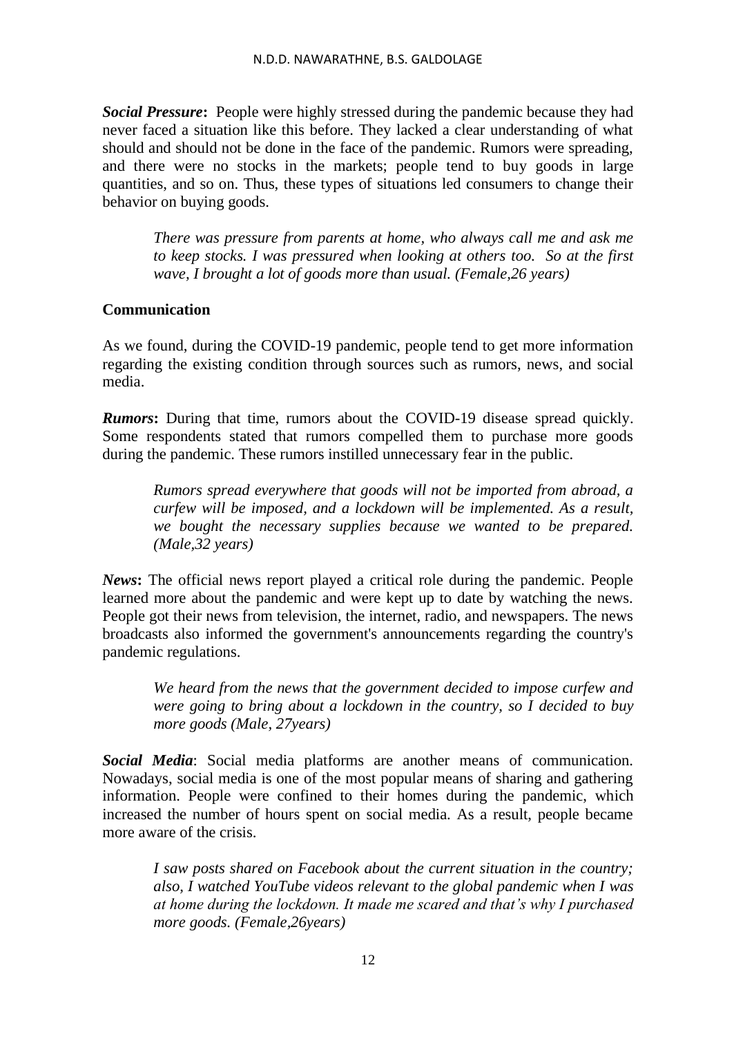***Social Pressure*:** People were highly stressed during the pandemic because they had never faced a situation like this before. They lacked a clear understanding of what should and should not be done in the face of the pandemic. Rumors were spreading, and there were no stocks in the markets; people tend to buy goods in large quantities, and so on. Thus, these types of situations led consumers to change their behavior on buying goods.

> *There was pressure from parents at home, who always call me and ask me to keep stocks. I was pressured when looking at others too. So at the first wave, I brought a lot of goods more than usual. (Female,26 years)*

**Communication**

As we found, during the COVID-19 pandemic, people tend to get more information regarding the existing condition through sources such as rumors, news, and social media.

***Rumors*:** During that time, rumors about the COVID-19 disease spread quickly. Some respondents stated that rumors compelled them to purchase more goods during the pandemic. These rumors instilled unnecessary fear in the public.

> *Rumors spread everywhere that goods will not be imported from abroad, a curfew will be imposed, and a lockdown will be implemented. As a result, we bought the necessary supplies because we wanted to be prepared. (Male,32 years)*

***News*:** The official news report played a critical role during the pandemic. People learned more about the pandemic and were kept up to date by watching the news. People got their news from television, the internet, radio, and newspapers. The news broadcasts also informed the government's announcements regarding the country's pandemic regulations.

> *We heard from the news that the government decided to impose curfew and were going to bring about a lockdown in the country, so I decided to buy more goods (Male, 27years)*

***Social Media***: Social media platforms are another means of communication. Nowadays, social media is one of the most popular means of sharing and gathering information. People were confined to their homes during the pandemic, which increased the number of hours spent on social media. As a result, people became more aware of the crisis.

> *I saw posts shared on Facebook about the current situation in the country; also, I watched YouTube videos relevant to the global pandemic when I was at home during the lockdown. It made me scared and that's why I purchased more goods. (Female,26years)*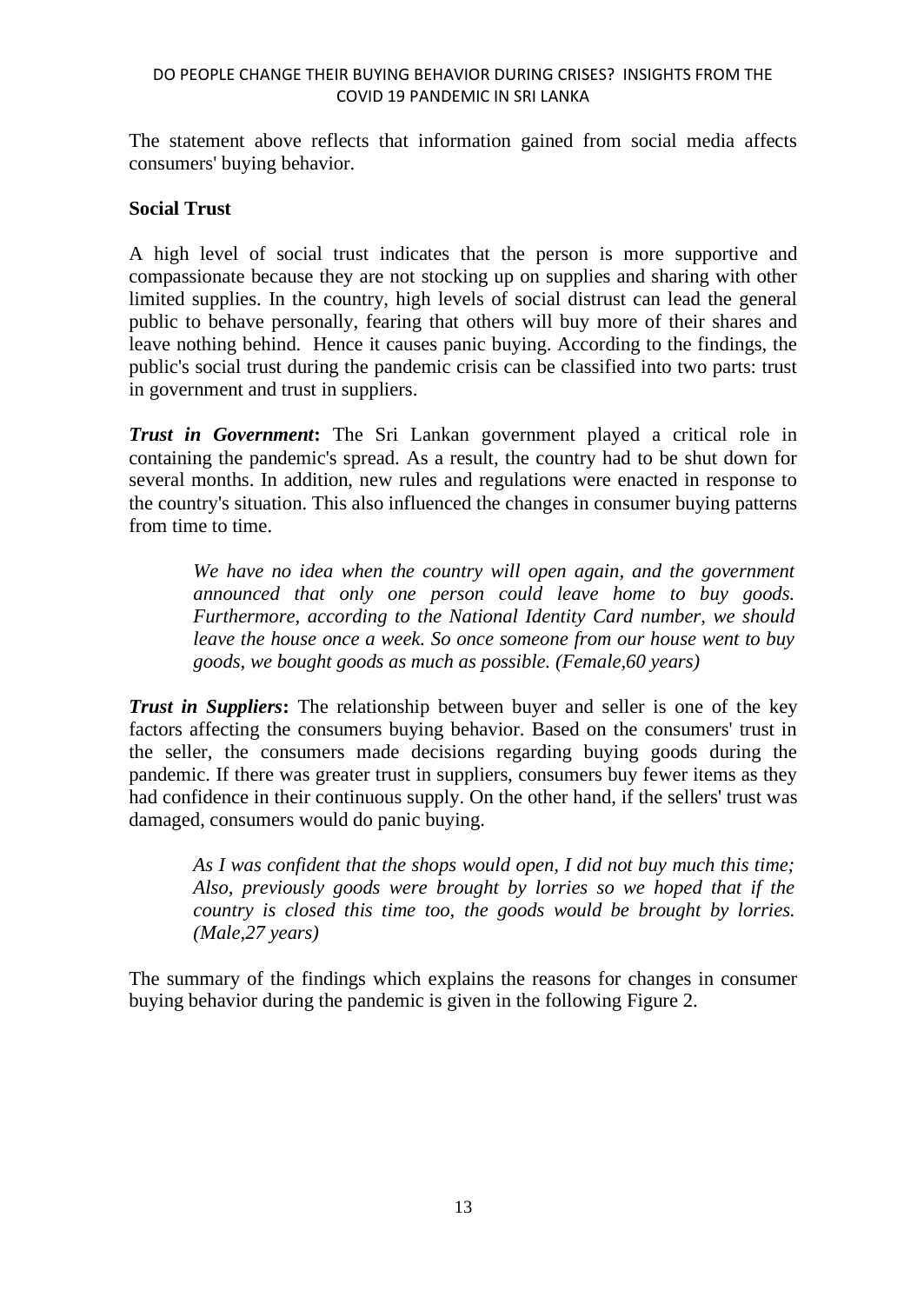The statement above reflects that information gained from social media affects consumers' buying behavior.

**Social Trust**

A high level of social trust indicates that the person is more supportive and compassionate because they are not stocking up on supplies and sharing with other limited supplies. In the country, high levels of social distrust can lead the general public to behave personally, fearing that others will buy more of their shares and leave nothing behind. Hence it causes panic buying. According to the findings, the public's social trust during the pandemic crisis can be classified into two parts: trust in government and trust in suppliers.

***Trust in Government*:** The Sri Lankan government played a critical role in containing the pandemic's spread. As a result, the country had to be shut down for several months. In addition, new rules and regulations were enacted in response to the country's situation. This also influenced the changes in consumer buying patterns from time to time.

> *We have no idea when the country will open again, and the government announced that only one person could leave home to buy goods. Furthermore, according to the National Identity Card number, we should leave the house once a week. So once someone from our house went to buy goods, we bought goods as much as possible. (Female,60 years)*

***Trust in Suppliers*:** The relationship between buyer and seller is one of the key factors affecting the consumers buying behavior. Based on the consumers' trust in the seller, the consumers made decisions regarding buying goods during the pandemic. If there was greater trust in suppliers, consumers buy fewer items as they had confidence in their continuous supply. On the other hand, if the sellers' trust was damaged, consumers would do panic buying.

> *As I was confident that the shops would open, I did not buy much this time; Also, previously goods were brought by lorries so we hoped that if the country is closed this time too, the goods would be brought by lorries. (Male,27 years)*

The summary of the findings which explains the reasons for changes in consumer buying behavior during the pandemic is given in the following Figure 2.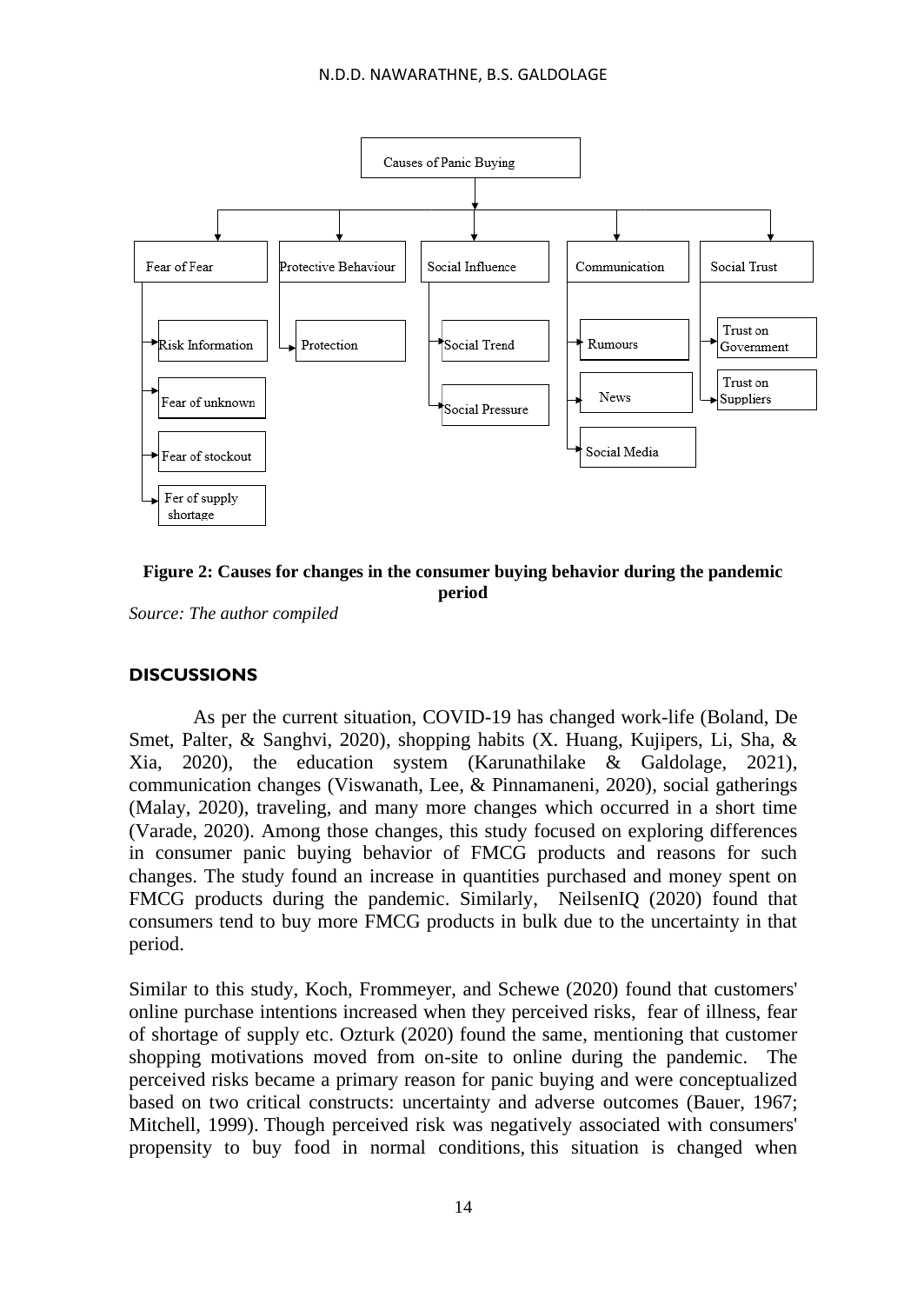Causes of Panic Buying

- Fear of Fear
  - Risk Information
  - Fear of unknown
  - Fear of stockout
  - Fer of supply shortage
- Protective Behaviour
  - Protection
- Social Influence
  - Social Trend
  - Social Pressure
- Communication
  - Rumours
  - News
  - Social Media
- Social Trust
  - Trust on Government
  - Trust on Suppliers

**Figure 2: Causes for changes in the consumer buying behavior during the pandemic period**

*Source: The author compiled*

## DISCUSSIONS

As per the current situation, COVID-19 has changed work-life (Boland, De Smet, Palter, & Sanghvi, 2020), shopping habits (X. Huang, Kujipers, Li, Sha, & Xia, 2020), the education system (Karunathilake & Galdolage, 2021), communication changes (Viswanath, Lee, & Pinnamaneni, 2020), social gatherings (Malay, 2020), traveling, and many more changes which occurred in a short time (Varade, 2020). Among those changes, this study focused on exploring differences in consumer panic buying behavior of FMCG products and reasons for such changes. The study found an increase in quantities purchased and money spent on FMCG products during the pandemic. Similarly, NeilsenIQ (2020) found that consumers tend to buy more FMCG products in bulk due to the uncertainty in that period.

Similar to this study, Koch, Frommeyer, and Schewe (2020) found that customers' online purchase intentions increased when they perceived risks, fear of illness, fear of shortage of supply etc. Ozturk (2020) found the same, mentioning that customer shopping motivations moved from on-site to online during the pandemic. The perceived risks became a primary reason for panic buying and were conceptualized based on two critical constructs: uncertainty and adverse outcomes (Bauer, 1967; Mitchell, 1999). Though perceived risk was negatively associated with consumers' propensity to buy food in normal conditions, this situation is changed when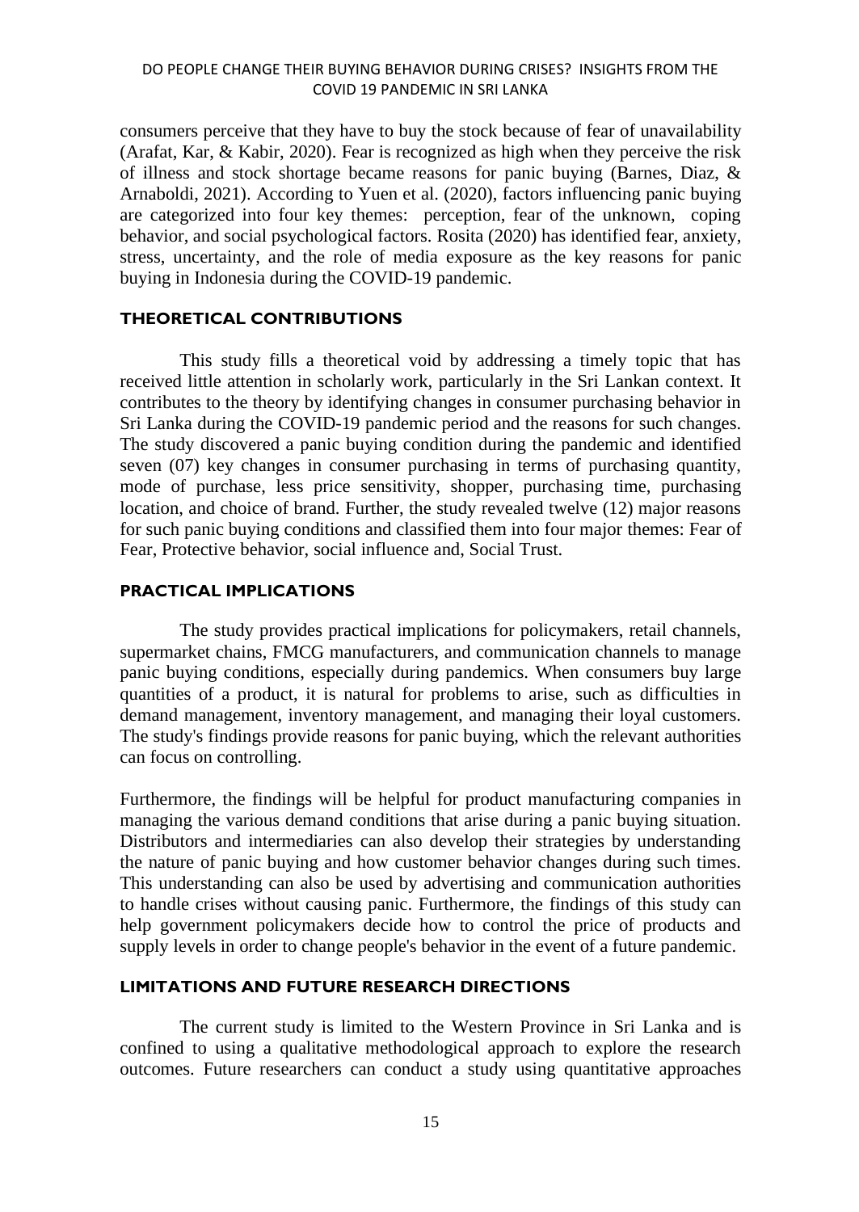consumers perceive that they have to buy the stock because of fear of unavailability (Arafat, Kar, & Kabir, 2020). Fear is recognized as high when they perceive the risk of illness and stock shortage became reasons for panic buying (Barnes, Diaz, & Arnaboldi, 2021). According to Yuen et al. (2020), factors influencing panic buying are categorized into four key themes: perception, fear of the unknown, coping behavior, and social psychological factors. Rosita (2020) has identified fear, anxiety, stress, uncertainty, and the role of media exposure as the key reasons for panic buying in Indonesia during the COVID-19 pandemic.

## THEORETICAL CONTRIBUTIONS

This study fills a theoretical void by addressing a timely topic that has received little attention in scholarly work, particularly in the Sri Lankan context. It contributes to the theory by identifying changes in consumer purchasing behavior in Sri Lanka during the COVID-19 pandemic period and the reasons for such changes. The study discovered a panic buying condition during the pandemic and identified seven (07) key changes in consumer purchasing in terms of purchasing quantity, mode of purchase, less price sensitivity, shopper, purchasing time, purchasing location, and choice of brand. Further, the study revealed twelve (12) major reasons for such panic buying conditions and classified them into four major themes: Fear of Fear, Protective behavior, social influence and, Social Trust.

## PRACTICAL IMPLICATIONS

The study provides practical implications for policymakers, retail channels, supermarket chains, FMCG manufacturers, and communication channels to manage panic buying conditions, especially during pandemics. When consumers buy large quantities of a product, it is natural for problems to arise, such as difficulties in demand management, inventory management, and managing their loyal customers. The study's findings provide reasons for panic buying, which the relevant authorities can focus on controlling.

Furthermore, the findings will be helpful for product manufacturing companies in managing the various demand conditions that arise during a panic buying situation. Distributors and intermediaries can also develop their strategies by understanding the nature of panic buying and how customer behavior changes during such times. This understanding can also be used by advertising and communication authorities to handle crises without causing panic. Furthermore, the findings of this study can help government policymakers decide how to control the price of products and supply levels in order to change people's behavior in the event of a future pandemic.

## LIMITATIONS AND FUTURE RESEARCH DIRECTIONS

The current study is limited to the Western Province in Sri Lanka and is confined to using a qualitative methodological approach to explore the research outcomes. Future researchers can conduct a study using quantitative approaches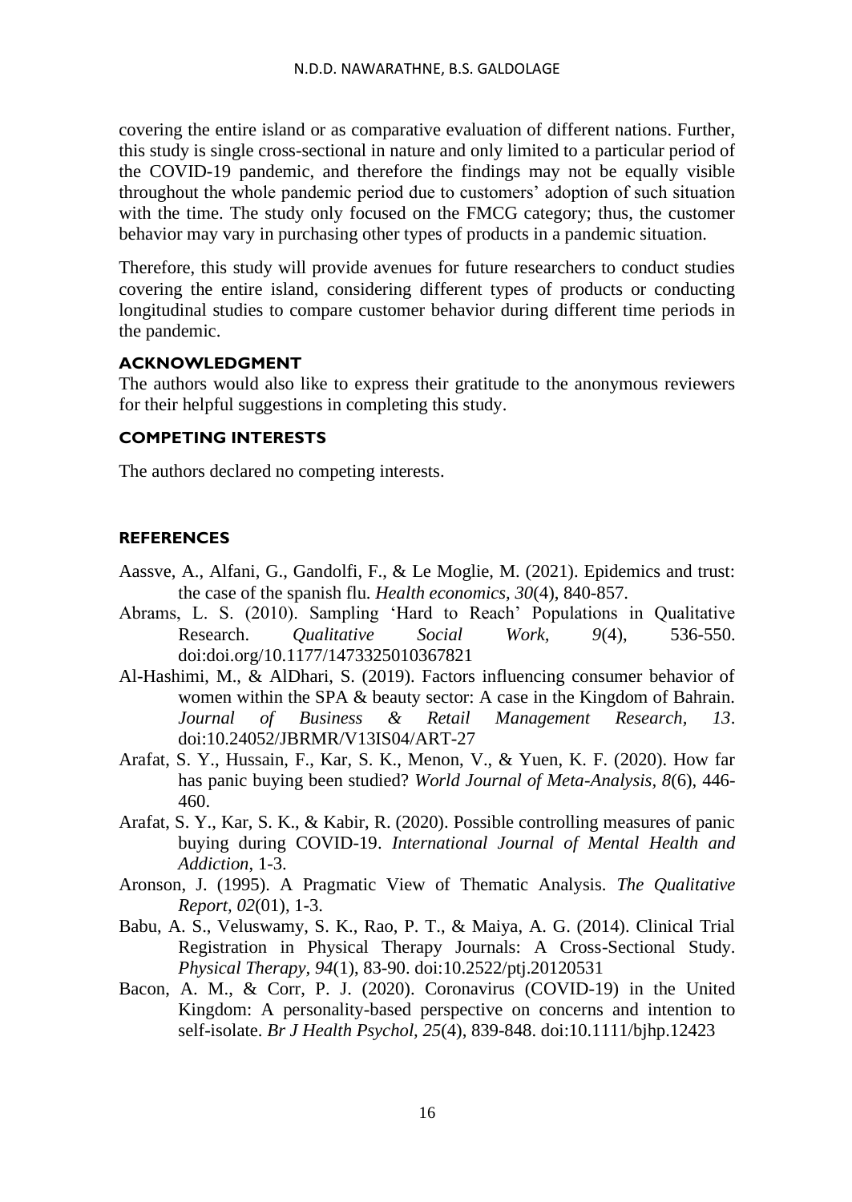covering the entire island or as comparative evaluation of different nations. Further, this study is single cross-sectional in nature and only limited to a particular period of the COVID-19 pandemic, and therefore the findings may not be equally visible throughout the whole pandemic period due to customers' adoption of such situation with the time. The study only focused on the FMCG category; thus, the customer behavior may vary in purchasing other types of products in a pandemic situation.

Therefore, this study will provide avenues for future researchers to conduct studies covering the entire island, considering different types of products or conducting longitudinal studies to compare customer behavior during different time periods in the pandemic.

## ACKNOWLEDGMENT

The authors would also like to express their gratitude to the anonymous reviewers for their helpful suggestions in completing this study.

## COMPETING INTERESTS

The authors declared no competing interests.

## REFERENCES

Aassve, A., Alfani, G., Gandolfi, F., & Le Moglie, M. (2021). Epidemics and trust: the case of the spanish flu. *Health economics, 30*(4), 840-857.

Abrams, L. S. (2010). Sampling 'Hard to Reach' Populations in Qualitative Research. *Qualitative Social Work, 9*(4), 536-550. doi:doi.org/10.1177/1473325010367821

Al-Hashimi, M., & AlDhari, S. (2019). Factors influencing consumer behavior of women within the SPA & beauty sector: A case in the Kingdom of Bahrain. *Journal of Business & Retail Management Research, 13*. doi:10.24052/JBRMR/V13IS04/ART-27

Arafat, S. Y., Hussain, F., Kar, S. K., Menon, V., & Yuen, K. F. (2020). How far has panic buying been studied? *World Journal of Meta-Analysis, 8*(6), 446-460.

Arafat, S. Y., Kar, S. K., & Kabir, R. (2020). Possible controlling measures of panic buying during COVID-19. *International Journal of Mental Health and Addiction*, 1-3.

Aronson, J. (1995). A Pragmatic View of Thematic Analysis. *The Qualitative Report, 02*(01), 1-3.

Babu, A. S., Veluswamy, S. K., Rao, P. T., & Maiya, A. G. (2014). Clinical Trial Registration in Physical Therapy Journals: A Cross-Sectional Study. *Physical Therapy, 94*(1), 83-90. doi:10.2522/ptj.20120531

Bacon, A. M., & Corr, P. J. (2020). Coronavirus (COVID-19) in the United Kingdom: A personality-based perspective on concerns and intention to self-isolate. *Br J Health Psychol, 25*(4), 839-848. doi:10.1111/bjhp.12423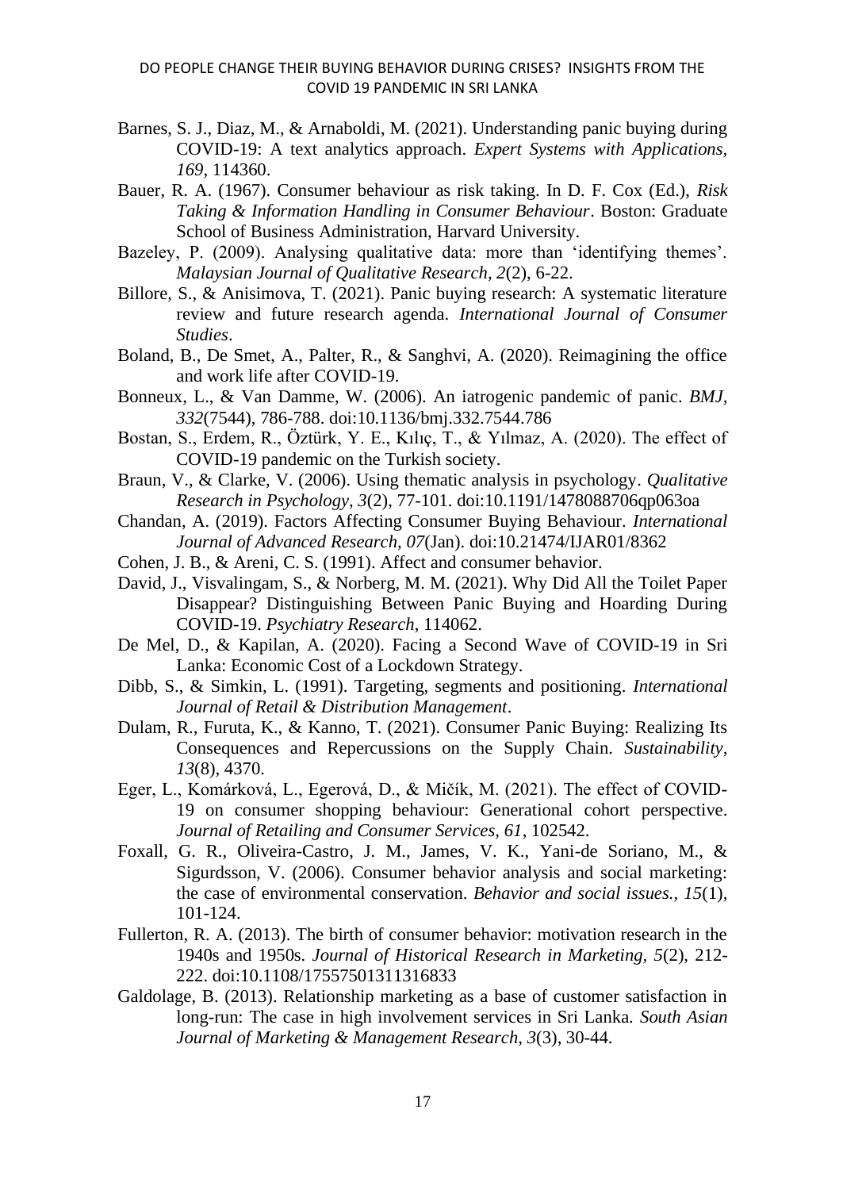Barnes, S. J., Diaz, M., & Arnaboldi, M. (2021). Understanding panic buying during COVID-19: A text analytics approach. *Expert Systems with Applications, 169*, 114360.

Bauer, R. A. (1967). Consumer behaviour as risk taking. In D. F. Cox (Ed.), *Risk Taking & Information Handling in Consumer Behaviour*. Boston: Graduate School of Business Administration, Harvard University.

Bazeley, P. (2009). Analysing qualitative data: more than 'identifying themes'. *Malaysian Journal of Qualitative Research, 2*(2), 6-22.

Billore, S., & Anisimova, T. (2021). Panic buying research: A systematic literature review and future research agenda. *International Journal of Consumer Studies*.

Boland, B., De Smet, A., Palter, R., & Sanghvi, A. (2020). Reimagining the office and work life after COVID-19.

Bonneux, L., & Van Damme, W. (2006). An iatrogenic pandemic of panic. *BMJ, 332*(7544), 786-788. doi:10.1136/bmj.332.7544.786

Bostan, S., Erdem, R., Öztürk, Y. E., Kılıç, T., & Yılmaz, A. (2020). The effect of COVID-19 pandemic on the Turkish society.

Braun, V., & Clarke, V. (2006). Using thematic analysis in psychology. *Qualitative Research in Psychology, 3*(2), 77-101. doi:10.1191/1478088706qp063oa

Chandan, A. (2019). Factors Affecting Consumer Buying Behaviour. *International Journal of Advanced Research, 07*(Jan). doi:10.21474/IJAR01/8362

Cohen, J. B., & Areni, C. S. (1991). Affect and consumer behavior.

David, J., Visvalingam, S., & Norberg, M. M. (2021). Why Did All the Toilet Paper Disappear? Distinguishing Between Panic Buying and Hoarding During COVID-19. *Psychiatry Research*, 114062.

De Mel, D., & Kapilan, A. (2020). Facing a Second Wave of COVID-19 in Sri Lanka: Economic Cost of a Lockdown Strategy.

Dibb, S., & Simkin, L. (1991). Targeting, segments and positioning. *International Journal of Retail & Distribution Management*.

Dulam, R., Furuta, K., & Kanno, T. (2021). Consumer Panic Buying: Realizing Its Consequences and Repercussions on the Supply Chain. *Sustainability, 13*(8), 4370.

Eger, L., Komárková, L., Egerová, D., & Mičík, M. (2021). The effect of COVID-19 on consumer shopping behaviour: Generational cohort perspective. *Journal of Retailing and Consumer Services, 61*, 102542.

Foxall, G. R., Oliveira-Castro, J. M., James, V. K., Yani-de Soriano, M., & Sigurdsson, V. (2006). Consumer behavior analysis and social marketing: the case of environmental conservation. *Behavior and social issues., 15*(1), 101-124.

Fullerton, R. A. (2013). The birth of consumer behavior: motivation research in the 1940s and 1950s. *Journal of Historical Research in Marketing, 5*(2), 212-222. doi:10.1108/17557501311316833

Galdolage, B. (2013). Relationship marketing as a base of customer satisfaction in long-run: The case in high involvement services in Sri Lanka. *South Asian Journal of Marketing & Management Research, 3*(3), 30-44.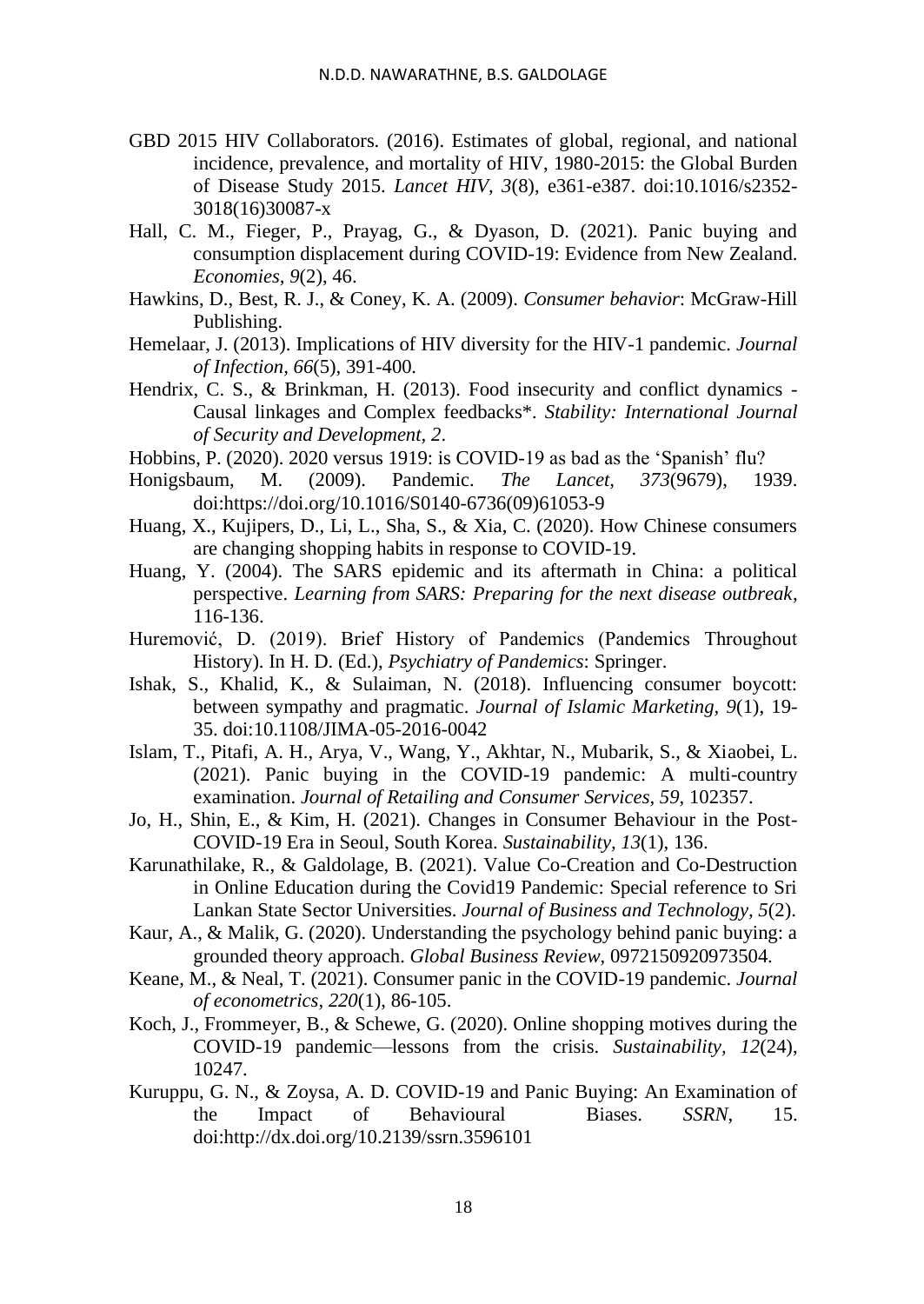GBD 2015 HIV Collaborators. (2016). Estimates of global, regional, and national incidence, prevalence, and mortality of HIV, 1980-2015: the Global Burden of Disease Study 2015. *Lancet HIV, 3*(8), e361-e387. doi:10.1016/s2352-3018(16)30087-x

Hall, C. M., Fieger, P., Prayag, G., & Dyason, D. (2021). Panic buying and consumption displacement during COVID-19: Evidence from New Zealand. *Economies, 9*(2), 46.

Hawkins, D., Best, R. J., & Coney, K. A. (2009). *Consumer behavior*: McGraw-Hill Publishing.

Hemelaar, J. (2013). Implications of HIV diversity for the HIV-1 pandemic. *Journal of Infection, 66*(5), 391-400.

Hendrix, C. S., & Brinkman, H. (2013). Food insecurity and conflict dynamics - Causal linkages and Complex feedbacks*. *Stability: International Journal of Security and Development, 2*.

Hobbins, P. (2020). 2020 versus 1919: is COVID-19 as bad as the 'Spanish' flu?

Honigsbaum, M. (2009). Pandemic. *The Lancet, 373*(9679), 1939. doi:https://doi.org/10.1016/S0140-6736(09)61053-9

Huang, X., Kujipers, D., Li, L., Sha, S., & Xia, C. (2020). How Chinese consumers are changing shopping habits in response to COVID-19.

Huang, Y. (2004). The SARS epidemic and its aftermath in China: a political perspective. *Learning from SARS: Preparing for the next disease outbreak*, 116-136.

Huremović, D. (2019). Brief History of Pandemics (Pandemics Throughout History). In H. D. (Ed.), *Psychiatry of Pandemics*: Springer.

Ishak, S., Khalid, K., & Sulaiman, N. (2018). Influencing consumer boycott: between sympathy and pragmatic. *Journal of Islamic Marketing, 9*(1), 19-35. doi:10.1108/JIMA-05-2016-0042

Islam, T., Pitafi, A. H., Arya, V., Wang, Y., Akhtar, N., Mubarik, S., & Xiaobei, L. (2021). Panic buying in the COVID-19 pandemic: A multi-country examination. *Journal of Retailing and Consumer Services, 59*, 102357.

Jo, H., Shin, E., & Kim, H. (2021). Changes in Consumer Behaviour in the Post-COVID-19 Era in Seoul, South Korea. *Sustainability, 13*(1), 136.

Karunathilake, R., & Galdolage, B. (2021). Value Co-Creation and Co-Destruction in Online Education during the Covid19 Pandemic: Special reference to Sri Lankan State Sector Universities. *Journal of Business and Technology, 5*(2).

Kaur, A., & Malik, G. (2020). Understanding the psychology behind panic buying: a grounded theory approach. *Global Business Review*, 0972150920973504.

Keane, M., & Neal, T. (2021). Consumer panic in the COVID-19 pandemic. *Journal of econometrics, 220*(1), 86-105.

Koch, J., Frommeyer, B., & Schewe, G. (2020). Online shopping motives during the COVID-19 pandemic—lessons from the crisis. *Sustainability, 12*(24), 10247.

Kuruppu, G. N., & Zoysa, A. D. COVID-19 and Panic Buying: An Examination of the Impact of Behavioural Biases. *SSRN*, 15. doi:http://dx.doi.org/10.2139/ssrn.3596101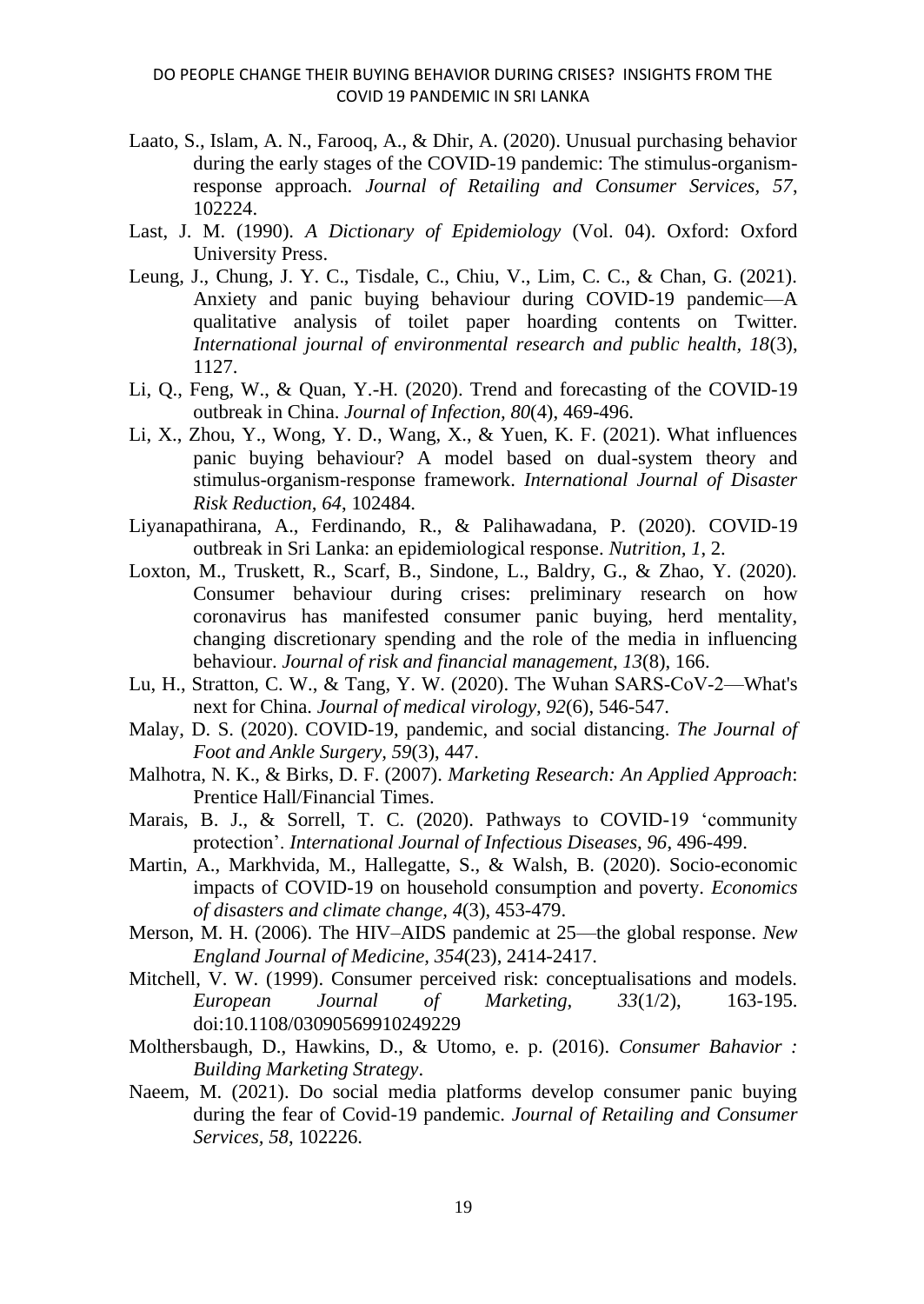Laato, S., Islam, A. N., Farooq, A., & Dhir, A. (2020). Unusual purchasing behavior during the early stages of the COVID-19 pandemic: The stimulus-organism-response approach. *Journal of Retailing and Consumer Services, 57*, 102224.

Last, J. M. (1990). *A Dictionary of Epidemiology* (Vol. 04). Oxford: Oxford University Press.

Leung, J., Chung, J. Y. C., Tisdale, C., Chiu, V., Lim, C. C., & Chan, G. (2021). Anxiety and panic buying behaviour during COVID-19 pandemic—A qualitative analysis of toilet paper hoarding contents on Twitter. *International journal of environmental research and public health, 18*(3), 1127.

Li, Q., Feng, W., & Quan, Y.-H. (2020). Trend and forecasting of the COVID-19 outbreak in China. *Journal of Infection, 80*(4), 469-496.

Li, X., Zhou, Y., Wong, Y. D., Wang, X., & Yuen, K. F. (2021). What influences panic buying behaviour? A model based on dual-system theory and stimulus-organism-response framework. *International Journal of Disaster Risk Reduction, 64*, 102484.

Liyanapathirana, A., Ferdinando, R., & Palihawadana, P. (2020). COVID-19 outbreak in Sri Lanka: an epidemiological response. *Nutrition, 1*, 2.

Loxton, M., Truskett, R., Scarf, B., Sindone, L., Baldry, G., & Zhao, Y. (2020). Consumer behaviour during crises: preliminary research on how coronavirus has manifested consumer panic buying, herd mentality, changing discretionary spending and the role of the media in influencing behaviour. *Journal of risk and financial management, 13*(8), 166.

Lu, H., Stratton, C. W., & Tang, Y. W. (2020). The Wuhan SARS-CoV-2—What's next for China. *Journal of medical virology, 92*(6), 546-547.

Malay, D. S. (2020). COVID-19, pandemic, and social distancing. *The Journal of Foot and Ankle Surgery, 59*(3), 447.

Malhotra, N. K., & Birks, D. F. (2007). *Marketing Research: An Applied Approach*: Prentice Hall/Financial Times.

Marais, B. J., & Sorrell, T. C. (2020). Pathways to COVID-19 'community protection'. *International Journal of Infectious Diseases, 96*, 496-499.

Martin, A., Markhvida, M., Hallegatte, S., & Walsh, B. (2020). Socio-economic impacts of COVID-19 on household consumption and poverty. *Economics of disasters and climate change, 4*(3), 453-479.

Merson, M. H. (2006). The HIV–AIDS pandemic at 25—the global response. *New England Journal of Medicine, 354*(23), 2414-2417.

Mitchell, V. W. (1999). Consumer perceived risk: conceptualisations and models. *European Journal of Marketing, 33*(1/2), 163-195. doi:10.1108/03090569910249229

Molthersbaugh, D., Hawkins, D., & Utomo, e. p. (2016). *Consumer Bahavior : Building Marketing Strategy*.

Naeem, M. (2021). Do social media platforms develop consumer panic buying during the fear of Covid-19 pandemic. *Journal of Retailing and Consumer Services, 58*, 102226.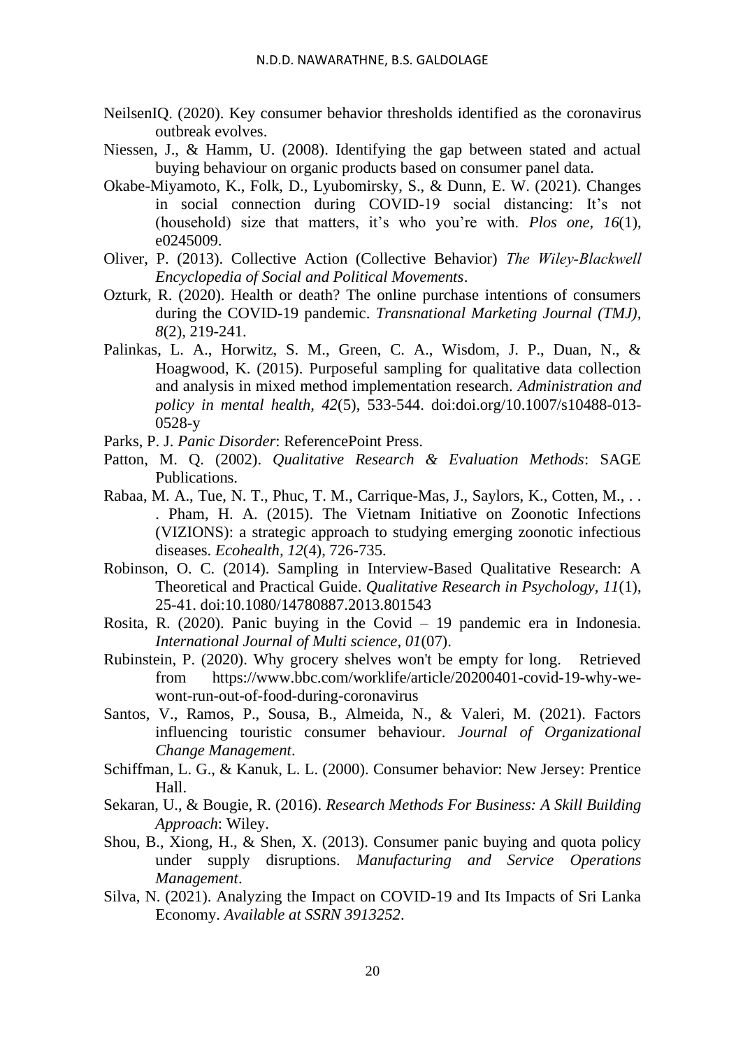NeilsenIQ. (2020). Key consumer behavior thresholds identified as the coronavirus outbreak evolves.

Niessen, J., & Hamm, U. (2008). Identifying the gap between stated and actual buying behaviour on organic products based on consumer panel data.

Okabe-Miyamoto, K., Folk, D., Lyubomirsky, S., & Dunn, E. W. (2021). Changes in social connection during COVID-19 social distancing: It's not (household) size that matters, it's who you're with. *Plos one, 16*(1), e0245009.

Oliver, P. (2013). Collective Action (Collective Behavior) *The Wiley-Blackwell Encyclopedia of Social and Political Movements*.

Ozturk, R. (2020). Health or death? The online purchase intentions of consumers during the COVID-19 pandemic. *Transnational Marketing Journal (TMJ), 8*(2), 219-241.

Palinkas, L. A., Horwitz, S. M., Green, C. A., Wisdom, J. P., Duan, N., & Hoagwood, K. (2015). Purposeful sampling for qualitative data collection and analysis in mixed method implementation research. *Administration and policy in mental health, 42*(5), 533-544. doi:doi.org/10.1007/s10488-013-0528-y

Parks, P. J. *Panic Disorder*: ReferencePoint Press.

Patton, M. Q. (2002). *Qualitative Research & Evaluation Methods*: SAGE Publications.

Rabaa, M. A., Tue, N. T., Phuc, T. M., Carrique-Mas, J., Saylors, K., Cotten, M., . . . Pham, H. A. (2015). The Vietnam Initiative on Zoonotic Infections (VIZIONS): a strategic approach to studying emerging zoonotic infectious diseases. *Ecohealth, 12*(4), 726-735.

Robinson, O. C. (2014). Sampling in Interview-Based Qualitative Research: A Theoretical and Practical Guide. *Qualitative Research in Psychology, 11*(1), 25-41. doi:10.1080/14780887.2013.801543

Rosita, R. (2020). Panic buying in the Covid – 19 pandemic era in Indonesia. *International Journal of Multi science, 01*(07).

Rubinstein, P. (2020). Why grocery shelves won't be empty for long. Retrieved from https://www.bbc.com/worklife/article/20200401-covid-19-why-we-wont-run-out-of-food-during-coronavirus

Santos, V., Ramos, P., Sousa, B., Almeida, N., & Valeri, M. (2021). Factors influencing touristic consumer behaviour. *Journal of Organizational Change Management*.

Schiffman, L. G., & Kanuk, L. L. (2000). Consumer behavior: New Jersey: Prentice Hall.

Sekaran, U., & Bougie, R. (2016). *Research Methods For Business: A Skill Building Approach*: Wiley.

Shou, B., Xiong, H., & Shen, X. (2013). Consumer panic buying and quota policy under supply disruptions. *Manufacturing and Service Operations Management*.

Silva, N. (2021). Analyzing the Impact on COVID-19 and Its Impacts of Sri Lanka Economy. *Available at SSRN 3913252*.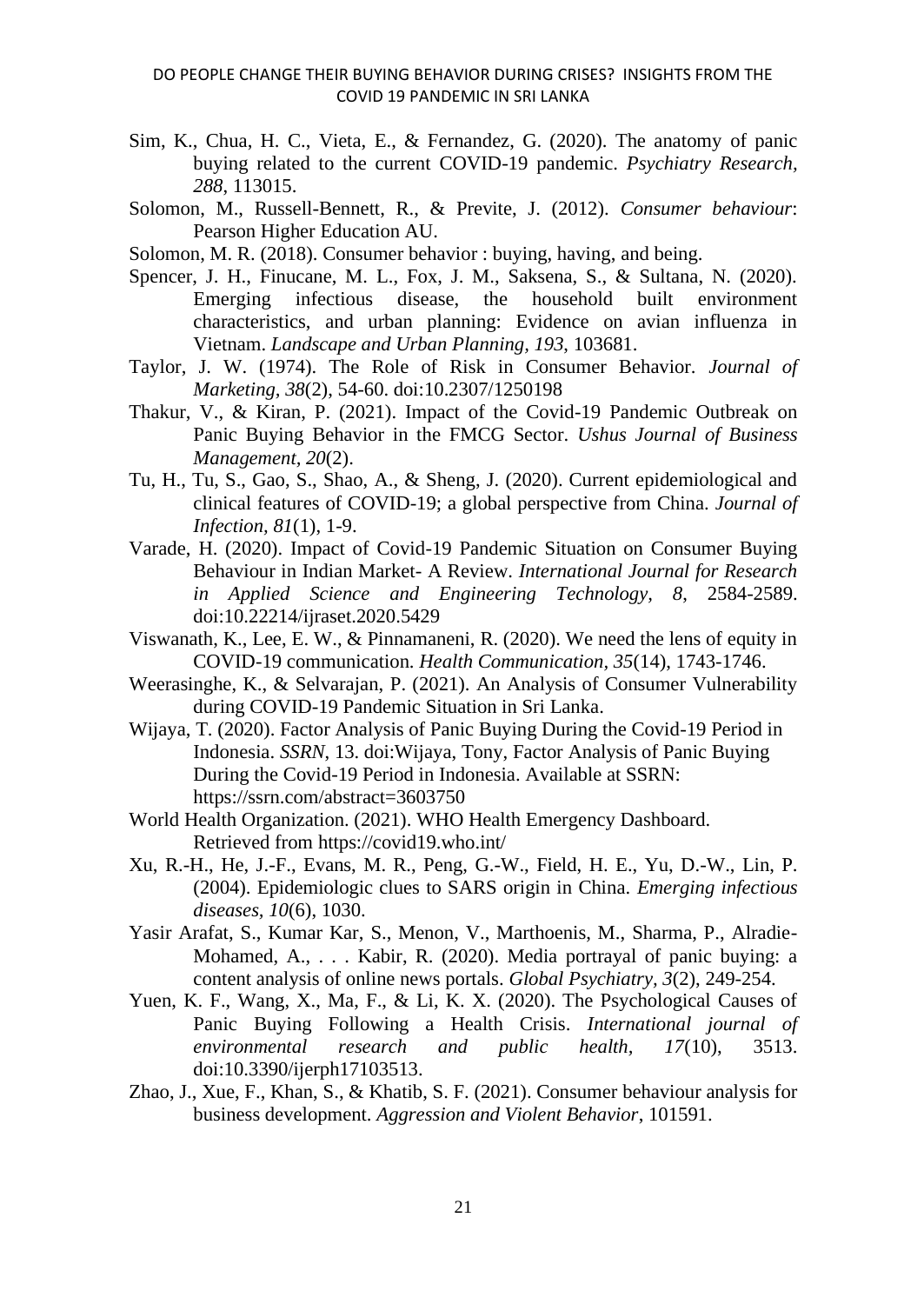Sim, K., Chua, H. C., Vieta, E., & Fernandez, G. (2020). The anatomy of panic buying related to the current COVID-19 pandemic. *Psychiatry Research, 288*, 113015.

Solomon, M., Russell-Bennett, R., & Previte, J. (2012). *Consumer behaviour*: Pearson Higher Education AU.

Solomon, M. R. (2018). Consumer behavior : buying, having, and being.

Spencer, J. H., Finucane, M. L., Fox, J. M., Saksena, S., & Sultana, N. (2020). Emerging infectious disease, the household built environment characteristics, and urban planning: Evidence on avian influenza in Vietnam. *Landscape and Urban Planning, 193*, 103681.

Taylor, J. W. (1974). The Role of Risk in Consumer Behavior. *Journal of Marketing, 38*(2), 54-60. doi:10.2307/1250198

Thakur, V., & Kiran, P. (2021). Impact of the Covid-19 Pandemic Outbreak on Panic Buying Behavior in the FMCG Sector. *Ushus Journal of Business Management, 20*(2).

Tu, H., Tu, S., Gao, S., Shao, A., & Sheng, J. (2020). Current epidemiological and clinical features of COVID-19; a global perspective from China. *Journal of Infection, 81*(1), 1-9.

Varade, H. (2020). Impact of Covid-19 Pandemic Situation on Consumer Buying Behaviour in Indian Market- A Review. *International Journal for Research in Applied Science and Engineering Technology, 8*, 2584-2589. doi:10.22214/ijraset.2020.5429

Viswanath, K., Lee, E. W., & Pinnamaneni, R. (2020). We need the lens of equity in COVID-19 communication. *Health Communication, 35*(14), 1743-1746.

Weerasinghe, K., & Selvarajan, P. (2021). An Analysis of Consumer Vulnerability during COVID-19 Pandemic Situation in Sri Lanka.

Wijaya, T. (2020). Factor Analysis of Panic Buying During the Covid-19 Period in Indonesia. *SSRN*, 13. doi:Wijaya, Tony, Factor Analysis of Panic Buying During the Covid-19 Period in Indonesia. Available at SSRN: https://ssrn.com/abstract=3603750

World Health Organization. (2021). WHO Health Emergency Dashboard. Retrieved from https://covid19.who.int/

Xu, R.-H., He, J.-F., Evans, M. R., Peng, G.-W., Field, H. E., Yu, D.-W., Lin, P. (2004). Epidemiologic clues to SARS origin in China. *Emerging infectious diseases, 10*(6), 1030.

Yasir Arafat, S., Kumar Kar, S., Menon, V., Marthoenis, M., Sharma, P., Alradie-Mohamed, A., . . . Kabir, R. (2020). Media portrayal of panic buying: a content analysis of online news portals. *Global Psychiatry, 3*(2), 249-254.

Yuen, K. F., Wang, X., Ma, F., & Li, K. X. (2020). The Psychological Causes of Panic Buying Following a Health Crisis. *International journal of environmental research and public health, 17*(10), 3513. doi:10.3390/ijerph17103513.

Zhao, J., Xue, F., Khan, S., & Khatib, S. F. (2021). Consumer behaviour analysis for business development. *Aggression and Violent Behavior*, 101591.